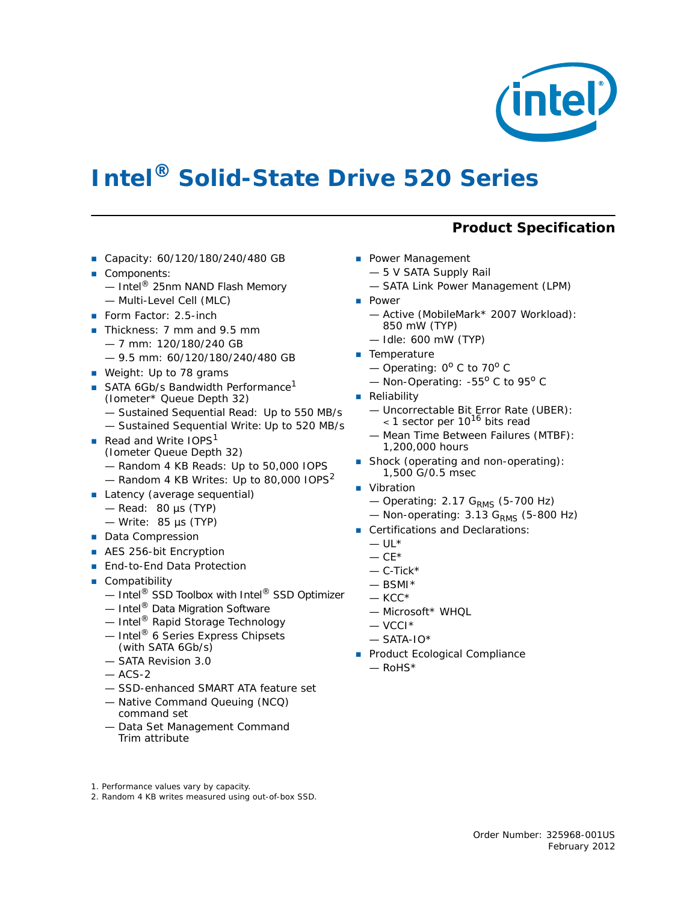# Intel® Solid-State Drive 520 Series

**Product Specification**

- Capacity: 60/120/180/240/480 GB
- Components:
  - Intel® 25nm NAND Flash Memory
  - Multi-Level Cell (MLC)
- Form Factor: 2.5-inch
- Thickness: 7 mm and 9.5 mm
  - 7 mm: 120/180/240 GB
  - 9.5 mm: 60/120/180/240/480 GB
- Weight: Up to 78 grams
- SATA 6Gb/s Bandwidth Performance[1] (Iometer* Queue Depth 32)
  - Sustained Sequential Read: Up to 550 MB/s
  - Sustained Sequential Write: Up to 520 MB/s
- Read and Write IOPS[1] (Iometer Queue Depth 32)
  - Random 4 KB Reads: Up to 50,000 IOPS
  - Random 4 KB Writes: Up to 80,000 IOPS[2]
- Latency (average sequential)
  - Read: 80 µs (TYP)
  - Write: 85 µs (TYP)
- Data Compression
- AES 256-bit Encryption
- End-to-End Data Protection
- Compatibility
  - Intel® SSD Toolbox with Intel® SSD Optimizer
  - Intel® Data Migration Software
  - Intel® Rapid Storage Technology
  - Intel® 6 Series Express Chipsets (with SATA 6Gb/s)
  - SATA Revision 3.0
  - ACS-2
  - SSD-enhanced SMART ATA feature set
  - Native Command Queuing (NCQ) command set
  - Data Set Management Command Trim attribute
- Power Management
  - 5 V SATA Supply Rail
  - SATA Link Power Management (LPM)
- Power
  - Active (MobileMark* 2007 Workload): 850 mW (TYP)
  - Idle: 600 mW (TYP)
- Temperature
  - Operating: $0^{o}$ C to $70^{o}$ C
  - Non-Operating: $-55^{o}$ C to $95^{o}$ C
- Reliability
  - Uncorrectable Bit Error Rate (UBER): < 1 sector per $10^{16}$ bits read
  - Mean Time Between Failures (MTBF): 1,200,000 hours
- Shock (operating and non-operating): 1,500 G/0.5 msec
- Vibration
  - Operating: 2.17 $G_{RMS}$ (5-700 Hz)
  - Non-operating: 3.13 $G_{RMS}$ (5-800 Hz)
- Certifications and Declarations:
  - UL*
  - CE*
  - C-Tick*
  - BSMI*
  - KCC*
  - Microsoft* WHQL
  - VCCI*
  - SATA-IO*
- Product Ecological Compliance
  - RoHS*

1. Performance values vary by capacity.
2. Random 4 KB writes measured using out-of-box SSD.

Order Number: 325968-001US
February 2012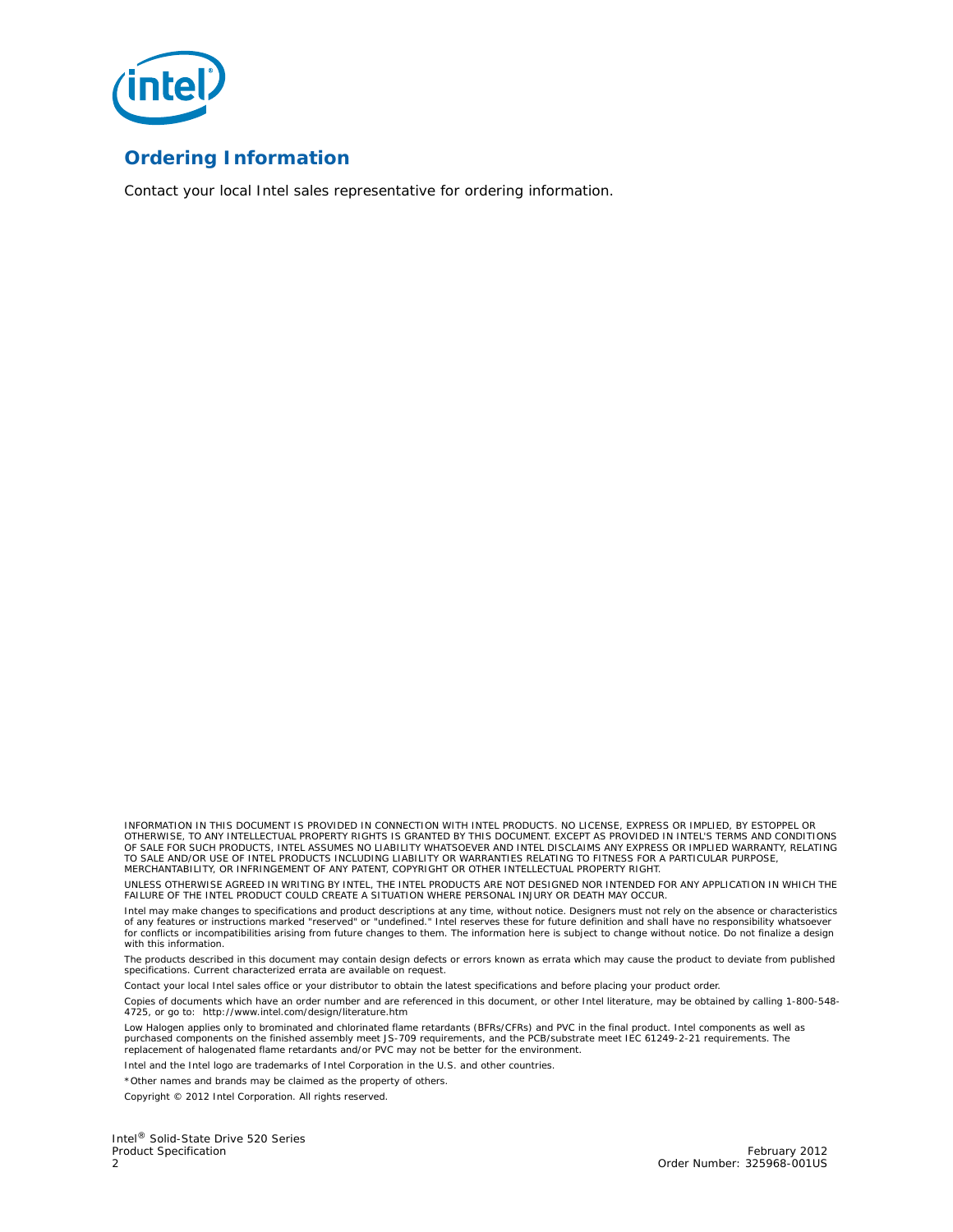## Ordering Information

Contact your local Intel sales representative for ordering information.

INFORMATION IN THIS DOCUMENT IS PROVIDED IN CONNECTION WITH INTEL PRODUCTS. NO LICENSE, EXPRESS OR IMPLIED, BY ESTOPPEL OR OTHERWISE, TO ANY INTELLECTUAL PROPERTY RIGHTS IS GRANTED BY THIS DOCUMENT. EXCEPT AS PROVIDED IN INTEL'S TERMS AND CONDITIONS OF SALE FOR SUCH PRODUCTS, INTEL ASSUMES NO LIABILITY WHATSOEVER AND INTEL DISCLAIMS ANY EXPRESS OR IMPLIED WARRANTY, RELATING TO SALE AND/OR USE OF INTEL PRODUCTS INCLUDING LIABILITY OR WARRANTIES RELATING TO FITNESS FOR A PARTICULAR PURPOSE, MERCHANTABILITY, OR INFRINGEMENT OF ANY PATENT, COPYRIGHT OR OTHER INTELLECTUAL PROPERTY RIGHT.

UNLESS OTHERWISE AGREED IN WRITING BY INTEL, THE INTEL PRODUCTS ARE NOT DESIGNED NOR INTENDED FOR ANY APPLICATION IN WHICH THE FAILURE OF THE INTEL PRODUCT COULD CREATE A SITUATION WHERE PERSONAL INJURY OR DEATH MAY OCCUR.

Intel may make changes to specifications and product descriptions at any time, without notice. Designers must not rely on the absence or characteristics of any features or instructions marked "reserved" or "undefined." Intel reserves these for future definition and shall have no responsibility whatsoever for conflicts or incompatibilities arising from future changes to them. The information here is subject to change without notice. Do not finalize a design with this information.

The products described in this document may contain design defects or errors known as errata which may cause the product to deviate from published specifications. Current characterized errata are available on request.

Contact your local Intel sales office or your distributor to obtain the latest specifications and before placing your product order.

Copies of documents which have an order number and are referenced in this document, or other Intel literature, may be obtained by calling 1-800-548-4725, or go to: http://www.intel.com/design/literature.htm

Low Halogen applies only to brominated and chlorinated flame retardants (BFRs/CFRs) and PVC in the final product. Intel components as well as purchased components on the finished assembly meet JS-709 requirements, and the PCB/substrate meet IEC 61249-2-21 requirements. The replacement of halogenated flame retardants and/or PVC may not be better for the environment.

Intel and the Intel logo are trademarks of Intel Corporation in the U.S. and other countries.

*Other names and brands may be claimed as the property of others.

Copyright © 2012 Intel Corporation. All rights reserved.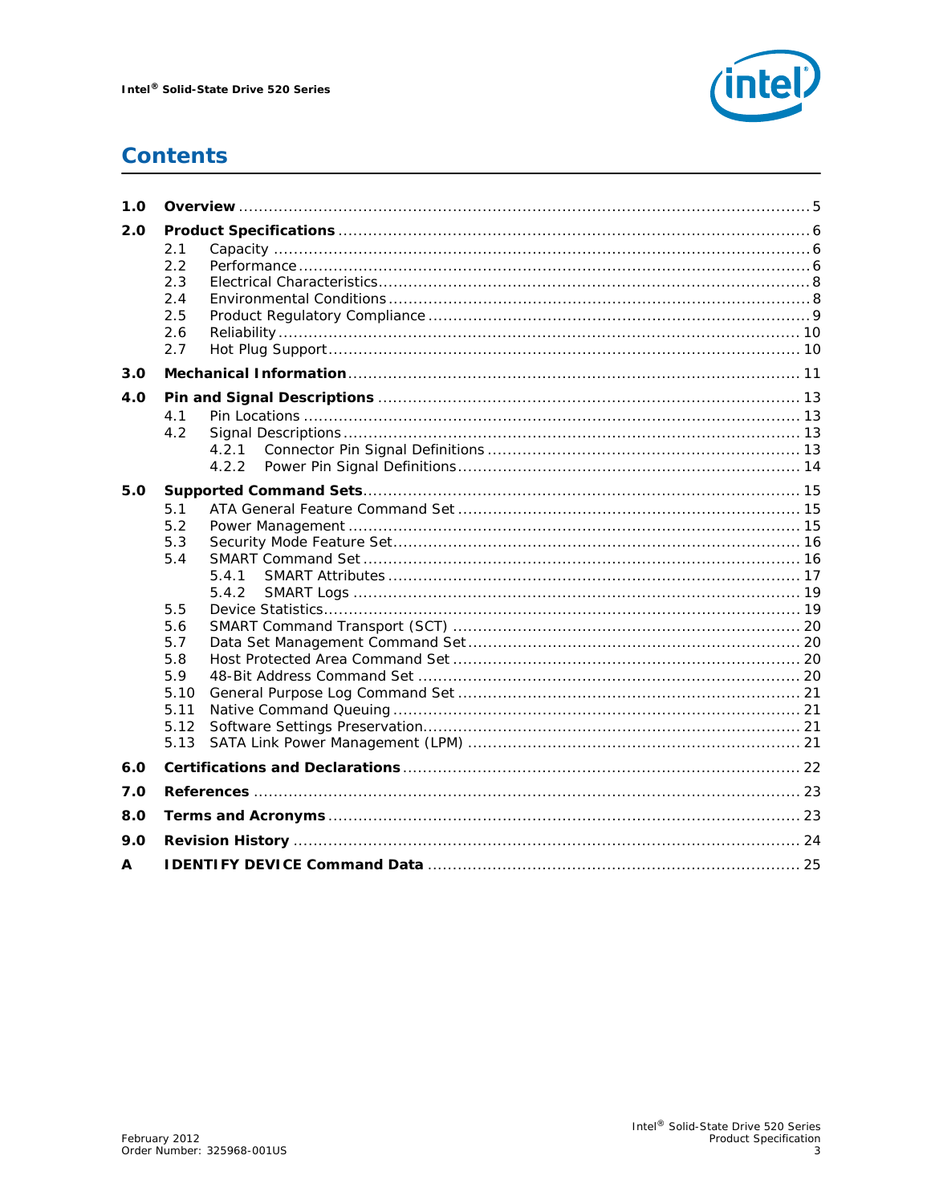# Contents

**1.0 Overview** .......... 5

**2.0 Product Specifications** .......... 6

- 2.1 Capacity .......... 6
- 2.2 Performance .......... 6
- 2.3 Electrical Characteristics .......... 8
- 2.4 Environmental Conditions .......... 8
- 2.5 Product Regulatory Compliance .......... 9
- 2.6 Reliability .......... 10
- 2.7 Hot Plug Support .......... 10

**3.0 Mechanical Information** .......... 11

**4.0 Pin and Signal Descriptions** .......... 13

- 4.1 Pin Locations .......... 13
- 4.2 Signal Descriptions .......... 13
  - 4.2.1 Connector Pin Signal Definitions .......... 13
  - 4.2.2 Power Pin Signal Definitions .......... 14

**5.0 Supported Command Sets** .......... 15

- 5.1 ATA General Feature Command Set .......... 15
- 5.2 Power Management .......... 15
- 5.3 Security Mode Feature Set .......... 16
- 5.4 SMART Command Set .......... 16
  - 5.4.1 SMART Attributes .......... 17
  - 5.4.2 SMART Logs .......... 19
- 5.5 Device Statistics .......... 19
- 5.6 SMART Command Transport (SCT) .......... 20
- 5.7 Data Set Management Command Set .......... 20
- 5.8 Host Protected Area Command Set .......... 20
- 5.9 48-Bit Address Command Set .......... 20
- 5.10 General Purpose Log Command Set .......... 21
- 5.11 Native Command Queuing .......... 21
- 5.12 Software Settings Preservation .......... 21
- 5.13 SATA Link Power Management (LPM) .......... 21

**6.0 Certifications and Declarations** .......... 22

**7.0 References** .......... 23

**8.0 Terms and Acronyms** .......... 23

**9.0 Revision History** .......... 24

**A IDENTIFY DEVICE Command Data** .......... 25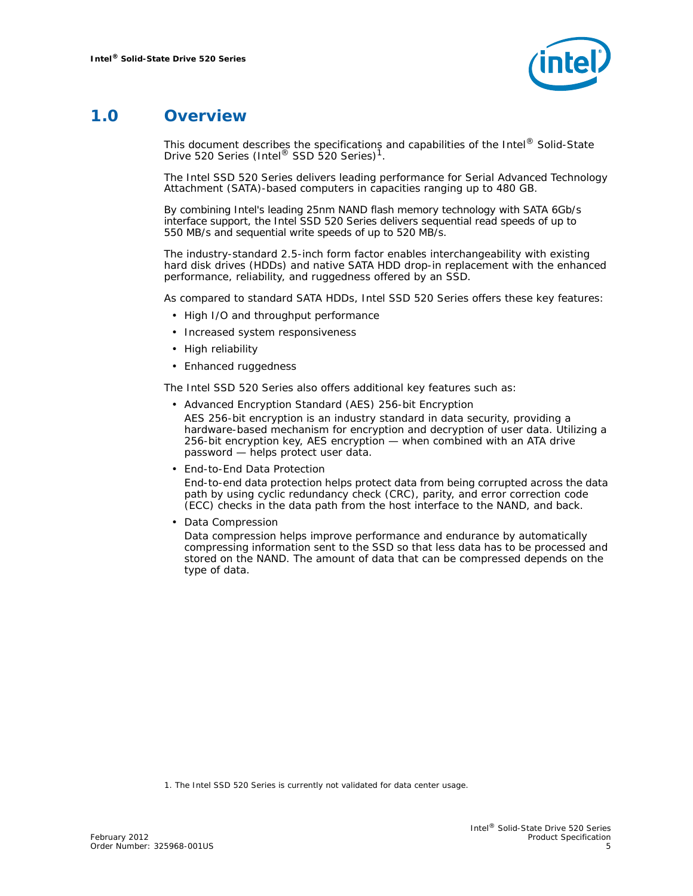# 1.0 Overview

This document describes the specifications and capabilities of the Intel® Solid-State Drive 520 Series (Intel® SSD 520 Series)[1].

The Intel SSD 520 Series delivers leading performance for Serial Advanced Technology Attachment (SATA)-based computers in capacities ranging up to 480 GB.

By combining Intel's leading 25nm NAND flash memory technology with SATA 6Gb/s interface support, the Intel SSD 520 Series delivers sequential read speeds of up to 550 MB/s and sequential write speeds of up to 520 MB/s.

The industry-standard 2.5-inch form factor enables interchangeability with existing hard disk drives (HDDs) and native SATA HDD drop-in replacement with the enhanced performance, reliability, and ruggedness offered by an SSD.

As compared to standard SATA HDDs, Intel SSD 520 Series offers these key features:

- High I/O and throughput performance
- Increased system responsiveness
- High reliability
- Enhanced ruggedness

The Intel SSD 520 Series also offers additional key features such as:

- Advanced Encryption Standard (AES) 256-bit Encryption

  AES 256-bit encryption is an industry standard in data security, providing a hardware-based mechanism for encryption and decryption of user data. Utilizing a 256-bit encryption key, AES encryption — when combined with an ATA drive password — helps protect user data.

- End-to-End Data Protection

  End-to-end data protection helps protect data from being corrupted across the data path by using cyclic redundancy check (CRC), parity, and error correction code (ECC) checks in the data path from the host interface to the NAND, and back.

- Data Compression

  Data compression helps improve performance and endurance by automatically compressing information sent to the SSD so that less data has to be processed and stored on the NAND. The amount of data that can be compressed depends on the type of data.

1. The Intel SSD 520 Series is currently not validated for data center usage.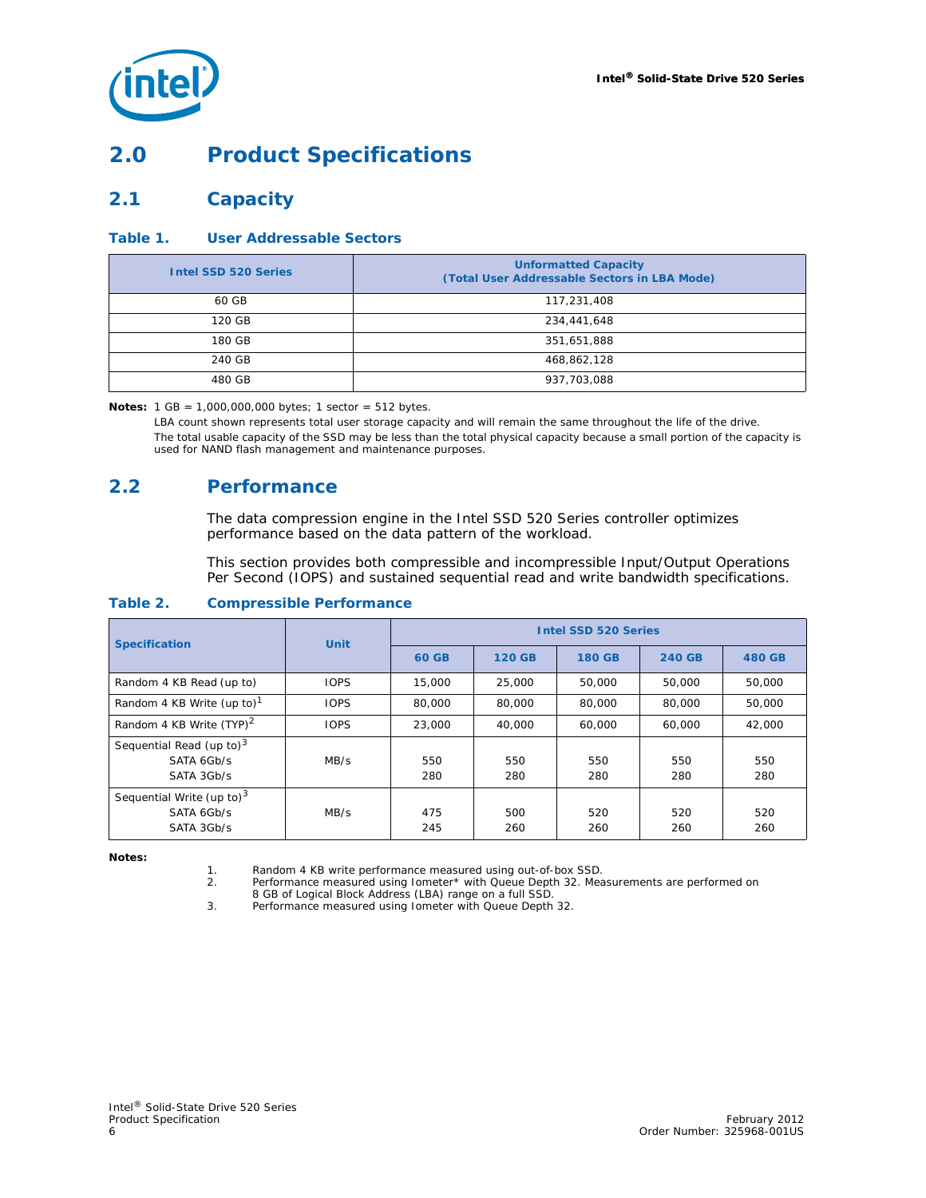# 2.0 Product Specifications

## 2.1 Capacity

### Table 1. User Addressable Sectors

| Intel SSD 520 Series | Unformatted Capacity (Total User Addressable Sectors in LBA Mode) |
|---|---|
| 60 GB | 117,231,408 |
| 120 GB | 234,441,648 |
| 180 GB | 351,651,888 |
| 240 GB | 468,862,128 |
| 480 GB | 937,703,088 |

**Notes:** 1 GB = 1,000,000,000 bytes; 1 sector = 512 bytes.

LBA count shown represents total user storage capacity and will remain the same throughout the life of the drive.

The total usable capacity of the SSD may be less than the total physical capacity because a small portion of the capacity is used for NAND flash management and maintenance purposes.

## 2.2 Performance

The data compression engine in the Intel SSD 520 Series controller optimizes performance based on the data pattern of the workload.

This section provides both compressible and incompressible Input/Output Operations Per Second (IOPS) and sustained sequential read and write bandwidth specifications.

### Table 2. Compressible Performance

| Specification | Unit | Intel SSD 520 Series | | | | |
|---|---|---|---|---|---|---|
| | | 60 GB | 120 GB | 180 GB | 240 GB | 480 GB |
| Random 4 KB Read (up to) | IOPS | 15,000 | 25,000 | 50,000 | 50,000 | 50,000 |
| Random 4 KB Write (up to)[1] | IOPS | 80,000 | 80,000 | 80,000 | 80,000 | 50,000 |
| Random 4 KB Write (TYP)[2] | IOPS | 23,000 | 40,000 | 60,000 | 60,000 | 42,000 |
| Sequential Read (up to)[3] SATA 6Gb/s SATA 3Gb/s | MB/s | 550 280 | 550 280 | 550 280 | 550 280 | 550 280 |
| Sequential Write (up to)[3] SATA 6Gb/s SATA 3Gb/s | MB/s | 475 245 | 500 260 | 520 260 | 520 260 | 520 260 |

**Notes:**

1. Random 4 KB write performance measured using out-of-box SSD.
2. Performance measured using Iometer* with Queue Depth 32. Measurements are performed on 8 GB of Logical Block Address (LBA) range on a full SSD.
3. Performance measured using Iometer with Queue Depth 32.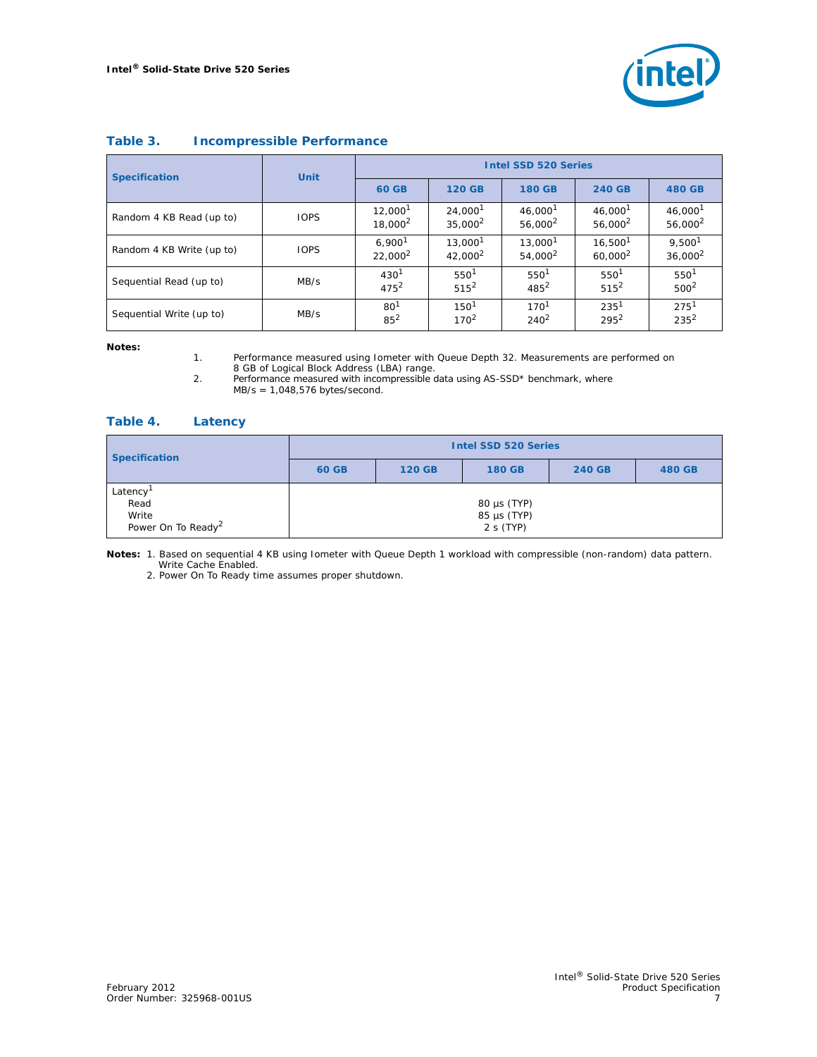## Table 3. Incompressible Performance

| Specification | Unit | Intel SSD 520 Series | | | | |
|---|---|---|---|---|---|---|
| | | 60 GB | 120 GB | 180 GB | 240 GB | 480 GB |
| Random 4 KB Read (up to) | IOPS | 12,000[1] 18,000[2] | 24,000[1] 35,000[2] | 46,000[1] 56,000[2] | 46,000[1] 56,000[2] | 46,000[1] 56,000[2] |
| Random 4 KB Write (up to) | IOPS | 6,900[1] 22,000[2] | 13,000[1] 42,000[2] | 13,000[1] 54,000[2] | 16,500[1] 60,000[2] | 9,500[1] 36,000[2] |
| Sequential Read (up to) | MB/s | 430[1] 475[2] | 550[1] 515[2] | 550[1] 485[2] | 550[1] 515[2] | 550[1] 500[2] |
| Sequential Write (up to) | MB/s | 80[1] 85[2] | 150[1] 170[2] | 170[1] 240[2] | 235[1] 295[2] | 275[1] 235[2] |

**Notes:**

1. Performance measured using Iometer with Queue Depth 32. Measurements are performed on 8 GB of Logical Block Address (LBA) range.
2. Performance measured with incompressible data using AS-SSD* benchmark, where MB/s = 1,048,576 bytes/second.

## Table 4. Latency

| Specification | Intel SSD 520 Series | | | | |
|---|---|---|---|---|---|
| | 60 GB | 120 GB | 180 GB | 240 GB | 480 GB |
| Latency[1] Read Write Power On To Ready[2] | 80 µs (TYP) 85 µs (TYP) 2 s (TYP) | | | | |

**Notes:** 1. Based on sequential 4 KB using Iometer with Queue Depth 1 workload with compressible (non-random) data pattern. Write Cache Enabled.
2. Power On To Ready time assumes proper shutdown.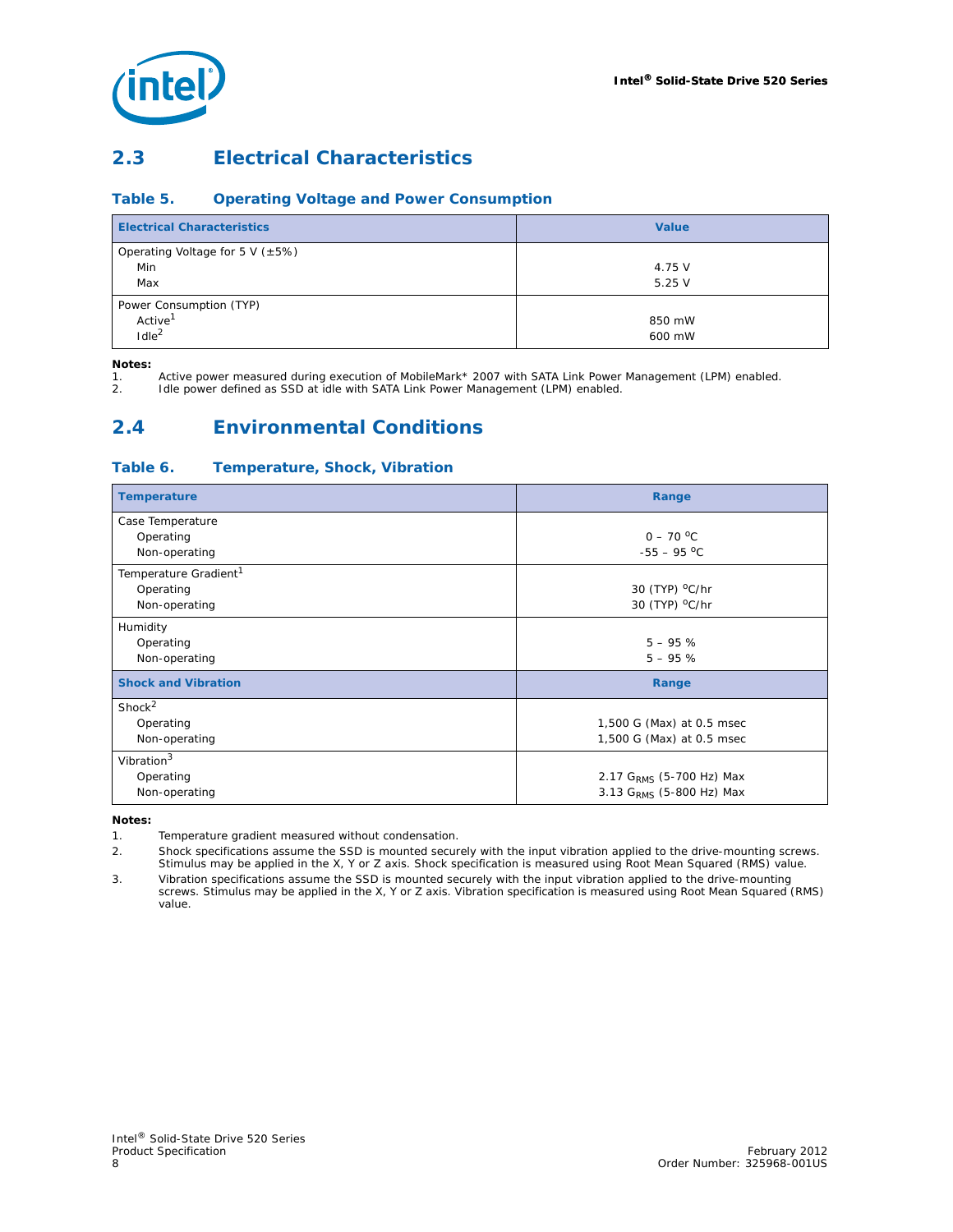## 2.3 Electrical Characteristics

### Table 5. Operating Voltage and Power Consumption

| Electrical Characteristics | Value |
|---|---|
| Operating Voltage for 5 V (±5%) | |
| Min | 4.75 V |
| Max | 5.25 V |
| Power Consumption (TYP) | |
| Active[1] | 850 mW |
| Idle[2] | 600 mW |

**Notes:**
1. Active power measured during execution of MobileMark* 2007 with SATA Link Power Management (LPM) enabled.
2. Idle power defined as SSD at idle with SATA Link Power Management (LPM) enabled.

## 2.4 Environmental Conditions

### Table 6. Temperature, Shock, Vibration

| Temperature | Range |
|---|---|
| Case Temperature | |
| Operating | 0 – 70 °C |
| Non-operating | -55 – 95 °C |
| Temperature Gradient[1] | |
| Operating | 30 (TYP) °C/hr |
| Non-operating | 30 (TYP) °C/hr |
| Humidity | |
| Operating | 5 – 95 % |
| Non-operating | 5 – 95 % |
| **Shock and Vibration** | **Range** |
| Shock[2] | |
| Operating | 1,500 G (Max) at 0.5 msec |
| Non-operating | 1,500 G (Max) at 0.5 msec |
| Vibration[3] | |
| Operating | 2.17 $G_{RMS}$ (5-700 Hz) Max |
| Non-operating | 3.13 $G_{RMS}$ (5-800 Hz) Max |

**Notes:**
1. Temperature gradient measured without condensation.
2. Shock specifications assume the SSD is mounted securely with the input vibration applied to the drive-mounting screws. Stimulus may be applied in the X, Y or Z axis. Shock specification is measured using Root Mean Squared (RMS) value.
3. Vibration specifications assume the SSD is mounted securely with the input vibration applied to the drive-mounting screws. Stimulus may be applied in the X, Y or Z axis. Vibration specification is measured using Root Mean Squared (RMS) value.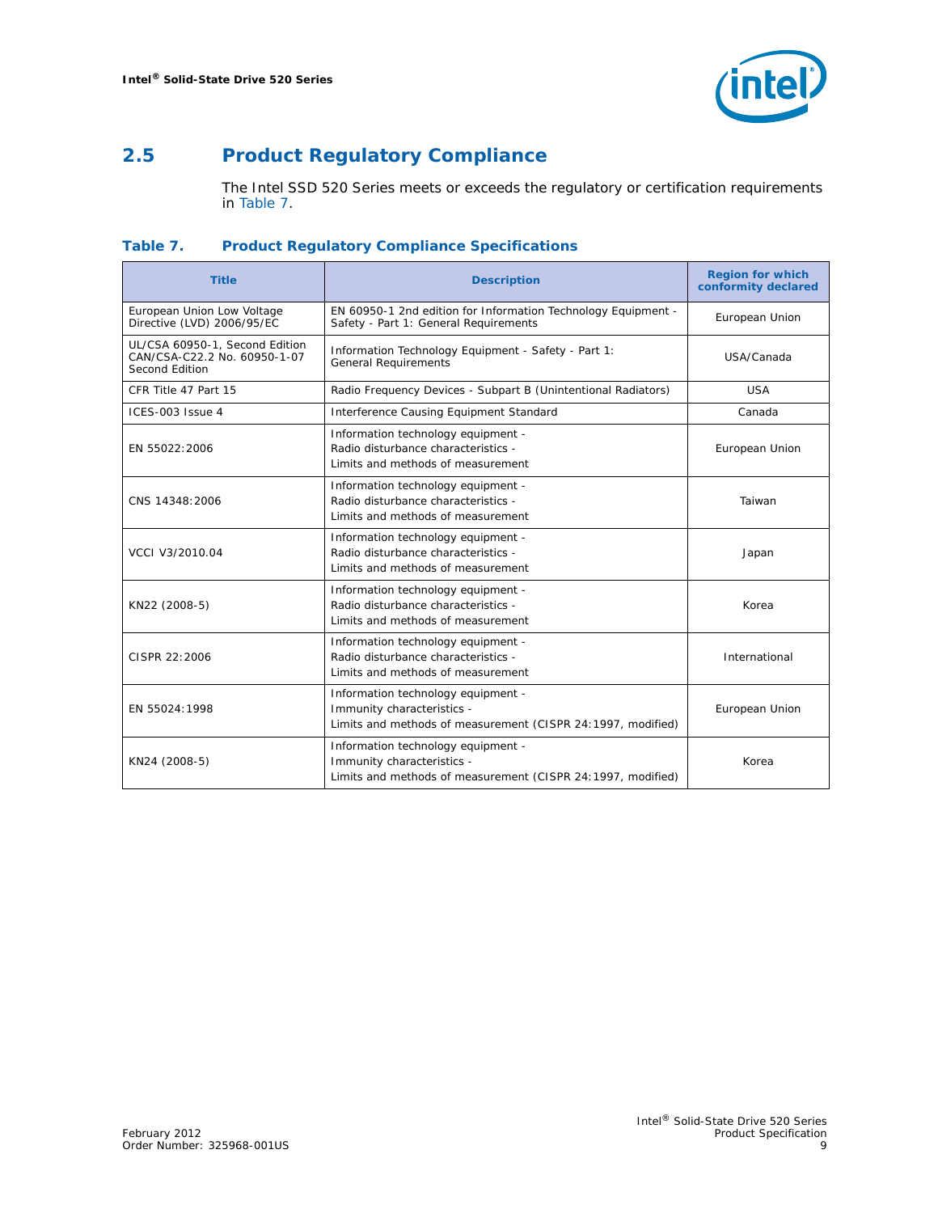## 2.5 Product Regulatory Compliance

The Intel SSD 520 Series meets or exceeds the regulatory or certification requirements in Table 7.

### Table 7. Product Regulatory Compliance Specifications

| Title | Description | Region for which conformity declared |
|---|---|---|
| European Union Low Voltage Directive (LVD) 2006/95/EC | EN 60950-1 2nd edition for Information Technology Equipment - Safety - Part 1: General Requirements | European Union |
| UL/CSA 60950-1, Second Edition CAN/CSA-C22.2 No. 60950-1-07 Second Edition | Information Technology Equipment - Safety - Part 1: General Requirements | USA/Canada |
| CFR Title 47 Part 15 | Radio Frequency Devices - Subpart B (Unintentional Radiators) | USA |
| ICES-003 Issue 4 | Interference Causing Equipment Standard | Canada |
| EN 55022:2006 | Information technology equipment - Radio disturbance characteristics - Limits and methods of measurement | European Union |
| CNS 14348:2006 | Information technology equipment - Radio disturbance characteristics - Limits and methods of measurement | Taiwan |
| VCCI V3/2010.04 | Information technology equipment - Radio disturbance characteristics - Limits and methods of measurement | Japan |
| KN22 (2008-5) | Information technology equipment - Radio disturbance characteristics - Limits and methods of measurement | Korea |
| CISPR 22:2006 | Information technology equipment - Radio disturbance characteristics - Limits and methods of measurement | International |
| EN 55024:1998 | Information technology equipment - Immunity characteristics - Limits and methods of measurement (CISPR 24:1997, modified) | European Union |
| KN24 (2008-5) | Information technology equipment - Immunity characteristics - Limits and methods of measurement (CISPR 24:1997, modified) | Korea |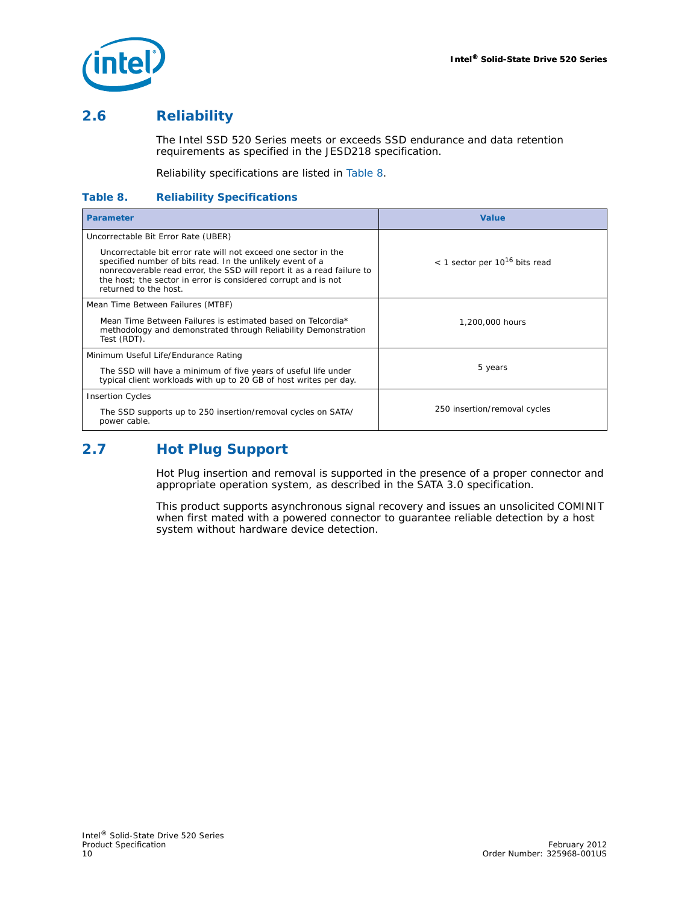## 2.6 Reliability

The Intel SSD 520 Series meets or exceeds SSD endurance and data retention requirements as specified in the JESD218 specification.

Reliability specifications are listed in Table 8.

**Table 8. Reliability Specifications**

| Parameter | Value |
|---|---|
| Uncorrectable Bit Error Rate (UBER)<br><br>Uncorrectable bit error rate will not exceed one sector in the specified number of bits read. In the unlikely event of a nonrecoverable read error, the SSD will report it as a read failure to the host; the sector in error is considered corrupt and is not returned to the host. | < 1 sector per $10^{16}$ bits read |
| Mean Time Between Failures (MTBF)<br><br>Mean Time Between Failures is estimated based on Telcordia* methodology and demonstrated through Reliability Demonstration Test (RDT). | 1,200,000 hours |
| Minimum Useful Life/Endurance Rating<br><br>The SSD will have a minimum of five years of useful life under typical client workloads with up to 20 GB of host writes per day. | 5 years |
| Insertion Cycles<br><br>The SSD supports up to 250 insertion/removal cycles on SATA/power cable. | 250 insertion/removal cycles |

## 2.7 Hot Plug Support

Hot Plug insertion and removal is supported in the presence of a proper connector and appropriate operation system, as described in the SATA 3.0 specification.

This product supports asynchronous signal recovery and issues an unsolicited COMINIT when first mated with a powered connector to guarantee reliable detection by a host system without hardware device detection.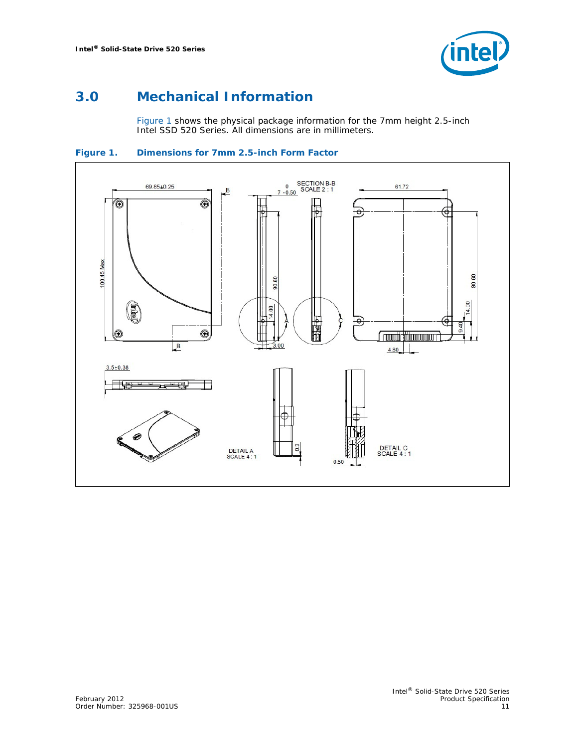# 3.0 Mechanical Information

Figure 1 shows the physical package information for the 7mm height 2.5-inch Intel SSD 520 Series. All dimensions are in millimeters.

**Figure 1. Dimensions for 7mm 2.5-inch Form Factor**

69.85±0.25

B

100.45 Max

B

0

7 -0.50

SECTION B-B

SCALE 2 : 1

90.60

14.00

A

3.00

C

61.72

90.60

14.00

9.40

4.80

3.5±0.38

DETAIL A

SCALE 4 : 1

0.3

0.50

DETAIL C

SCALE 4 : 1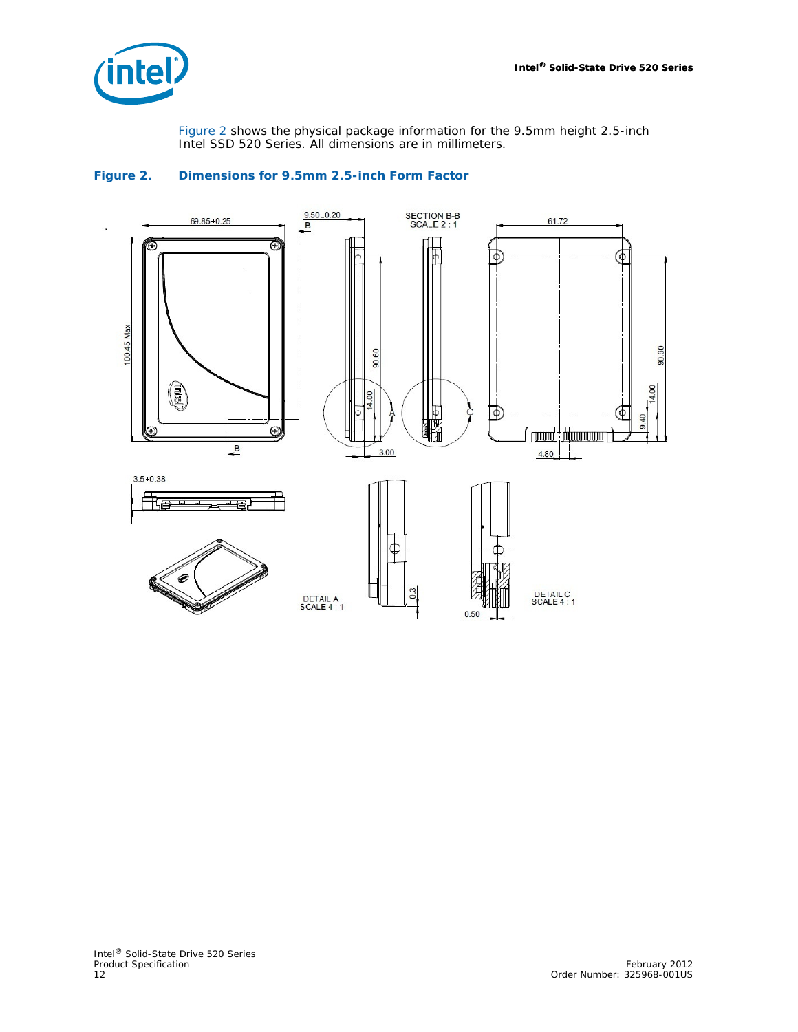Figure 2 shows the physical package information for the 9.5mm height 2.5-inch Intel SSD 520 Series. All dimensions are in millimeters.

**Figure 2. Dimensions for 9.5mm 2.5-inch Form Factor**

69.85±0.25
9.50±0.20
B
SECTION B-B
SCALE 2 : 1
61.72
100.45 Max
90.60
14.00
A
C
90.60
14.00
9.40
B
3.00
4.80
3.5±0.38
DETAIL A
SCALE 4 : 1
0.3
0.50
DETAIL C
SCALE 4 : 1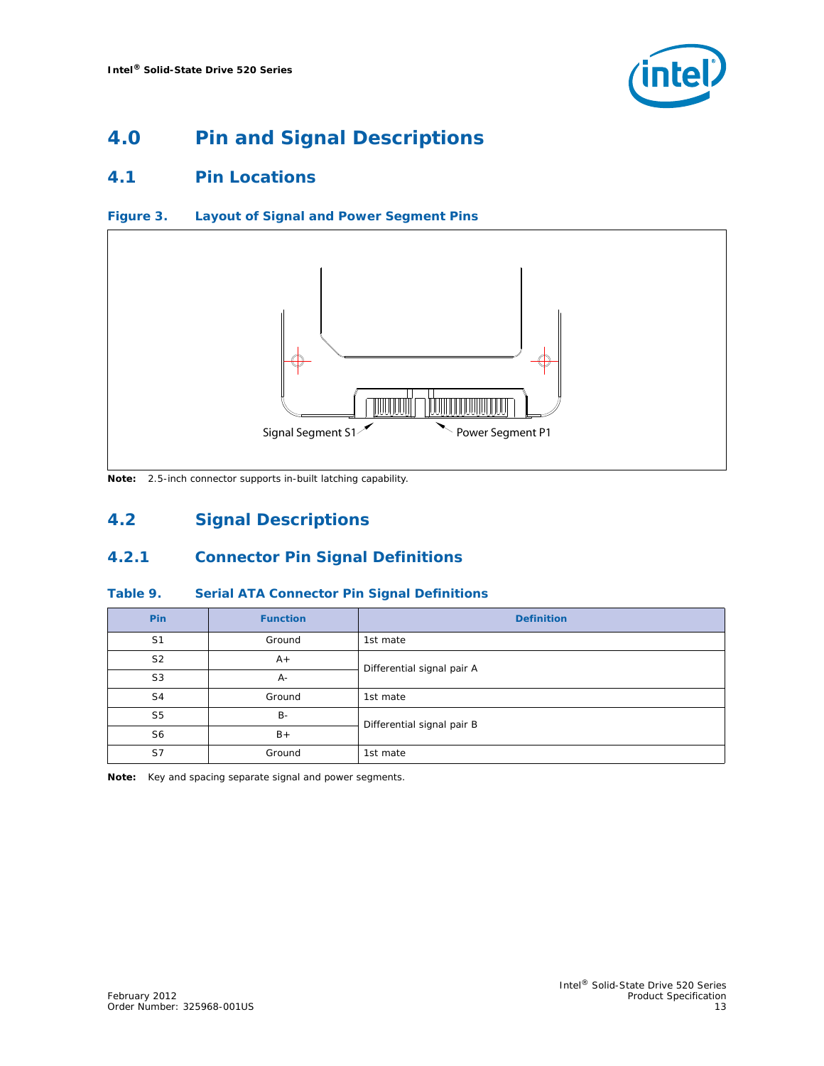# 4.0 Pin and Signal Descriptions

## 4.1 Pin Locations

### Figure 3. Layout of Signal and Power Segment Pins

Signal Segment S1

Power Segment P1

**Note:** 2.5-inch connector supports in-built latching capability.

## 4.2 Signal Descriptions

### 4.2.1 Connector Pin Signal Definitions

#### Table 9. Serial ATA Connector Pin Signal Definitions

| Pin | Function | Definition |
|---|---|---|
| S1 | Ground | 1st mate |
| S2 | A+ | Differential signal pair A |
| S3 | A- | |
| S4 | Ground | 1st mate |
| S5 | B- | Differential signal pair B |
| S6 | B+ | |
| S7 | Ground | 1st mate |

**Note:** Key and spacing separate signal and power segments.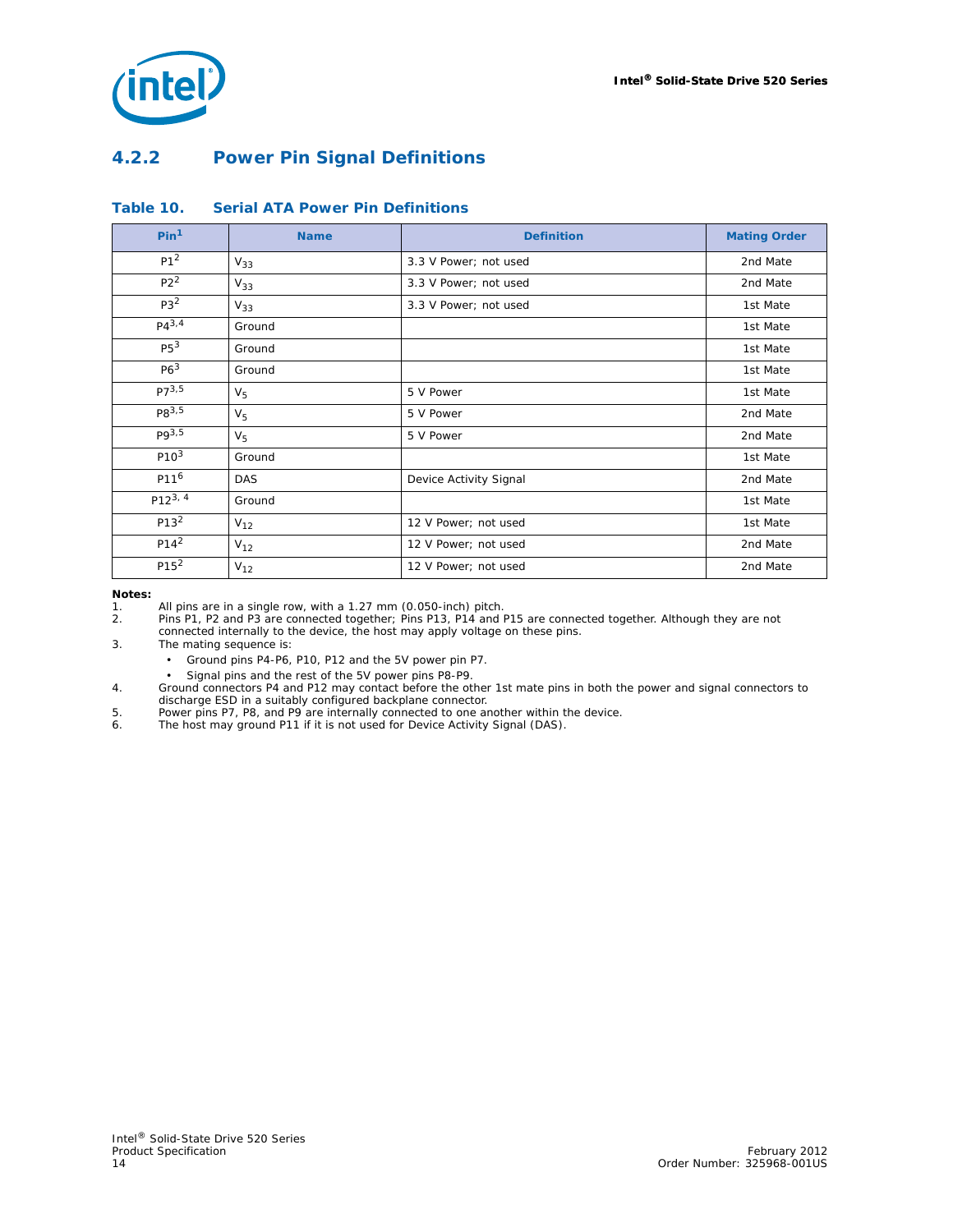### 4.2.2 Power Pin Signal Definitions

**Table 10. Serial ATA Power Pin Definitions**

| Pin[1] | Name | Definition | Mating Order |
|---|---|---|---|
| P1[2] | $V_{33}$ | 3.3 V Power; not used | 2nd Mate |
| P2[2] | $V_{33}$ | 3.3 V Power; not used | 2nd Mate |
| P3[2] | $V_{33}$ | 3.3 V Power; not used | 1st Mate |
| P4[3,4] | Ground | | 1st Mate |
| P5[3] | Ground | | 1st Mate |
| P6[3] | Ground | | 1st Mate |
| P7[3,5] | $V_5$ | 5 V Power | 1st Mate |
| P8[3,5] | $V_5$ | 5 V Power | 2nd Mate |
| P9[3,5] | $V_5$ | 5 V Power | 2nd Mate |
| P10[3] | Ground | | 1st Mate |
| P11[6] | DAS | Device Activity Signal | 2nd Mate |
| P12[3, 4] | Ground | | 1st Mate |
| P13[2] | $V_{12}$ | 12 V Power; not used | 1st Mate |
| P14[2] | $V_{12}$ | 12 V Power; not used | 2nd Mate |
| P15[2] | $V_{12}$ | 12 V Power; not used | 2nd Mate |

**Notes:**

1. All pins are in a single row, with a 1.27 mm (0.050-inch) pitch.
2. Pins P1, P2 and P3 are connected together; Pins P13, P14 and P15 are connected together. Although they are not connected internally to the device, the host may apply voltage on these pins.
3. The mating sequence is:
   - Ground pins P4-P6, P10, P12 and the 5V power pin P7.
   - Signal pins and the rest of the 5V power pins P8-P9.
4. Ground connectors P4 and P12 may contact before the other 1st mate pins in both the power and signal connectors to discharge ESD in a suitably configured backplane connector.
5. Power pins P7, P8, and P9 are internally connected to one another within the device.
6. The host may ground P11 if it is not used for Device Activity Signal (DAS).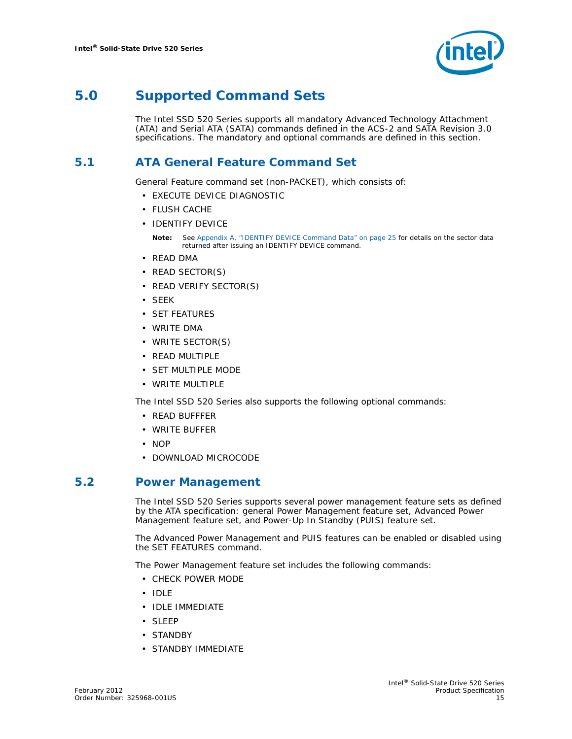# 5.0 Supported Command Sets

The Intel SSD 520 Series supports all mandatory Advanced Technology Attachment (ATA) and Serial ATA (SATA) commands defined in the ACS-2 and SATA Revision 3.0 specifications. The mandatory and optional commands are defined in this section.

## 5.1 ATA General Feature Command Set

General Feature command set (non-PACKET), which consists of:

- EXECUTE DEVICE DIAGNOSTIC
- FLUSH CACHE
- IDENTIFY DEVICE

  **Note:** See Appendix A, "IDENTIFY DEVICE Command Data" on page 25 for details on the sector data returned after issuing an IDENTIFY DEVICE command.

- READ DMA
- READ SECTOR(S)
- READ VERIFY SECTOR(S)
- SEEK
- SET FEATURES
- WRITE DMA
- WRITE SECTOR(S)
- READ MULTIPLE
- SET MULTIPLE MODE
- WRITE MULTIPLE

The Intel SSD 520 Series also supports the following optional commands:

- READ BUFFFER
- WRITE BUFFER
- NOP
- DOWNLOAD MICROCODE

## 5.2 Power Management

The Intel SSD 520 Series supports several power management feature sets as defined by the ATA specification: general Power Management feature set, Advanced Power Management feature set, and Power-Up In Standby (PUIS) feature set.

The Advanced Power Management and PUIS features can be enabled or disabled using the SET FEATURES command.

The Power Management feature set includes the following commands:

- CHECK POWER MODE
- IDLE
- IDLE IMMEDIATE
- SLEEP
- STANDBY
- STANDBY IMMEDIATE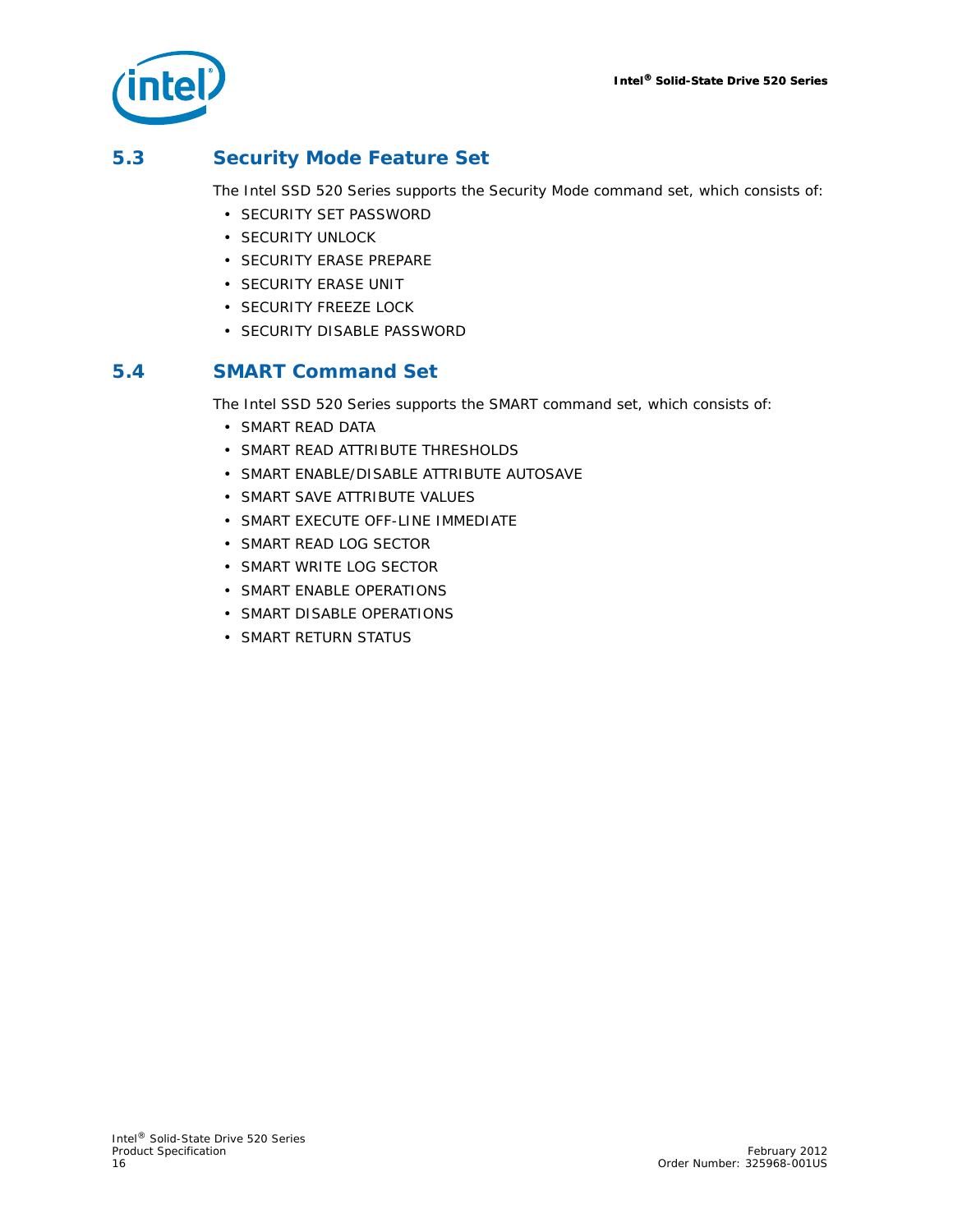## 5.3 Security Mode Feature Set

The Intel SSD 520 Series supports the Security Mode command set, which consists of:

- SECURITY SET PASSWORD
- SECURITY UNLOCK
- SECURITY ERASE PREPARE
- SECURITY ERASE UNIT
- SECURITY FREEZE LOCK
- SECURITY DISABLE PASSWORD

## 5.4 SMART Command Set

The Intel SSD 520 Series supports the SMART command set, which consists of:

- SMART READ DATA
- SMART READ ATTRIBUTE THRESHOLDS
- SMART ENABLE/DISABLE ATTRIBUTE AUTOSAVE
- SMART SAVE ATTRIBUTE VALUES
- SMART EXECUTE OFF-LINE IMMEDIATE
- SMART READ LOG SECTOR
- SMART WRITE LOG SECTOR
- SMART ENABLE OPERATIONS
- SMART DISABLE OPERATIONS
- SMART RETURN STATUS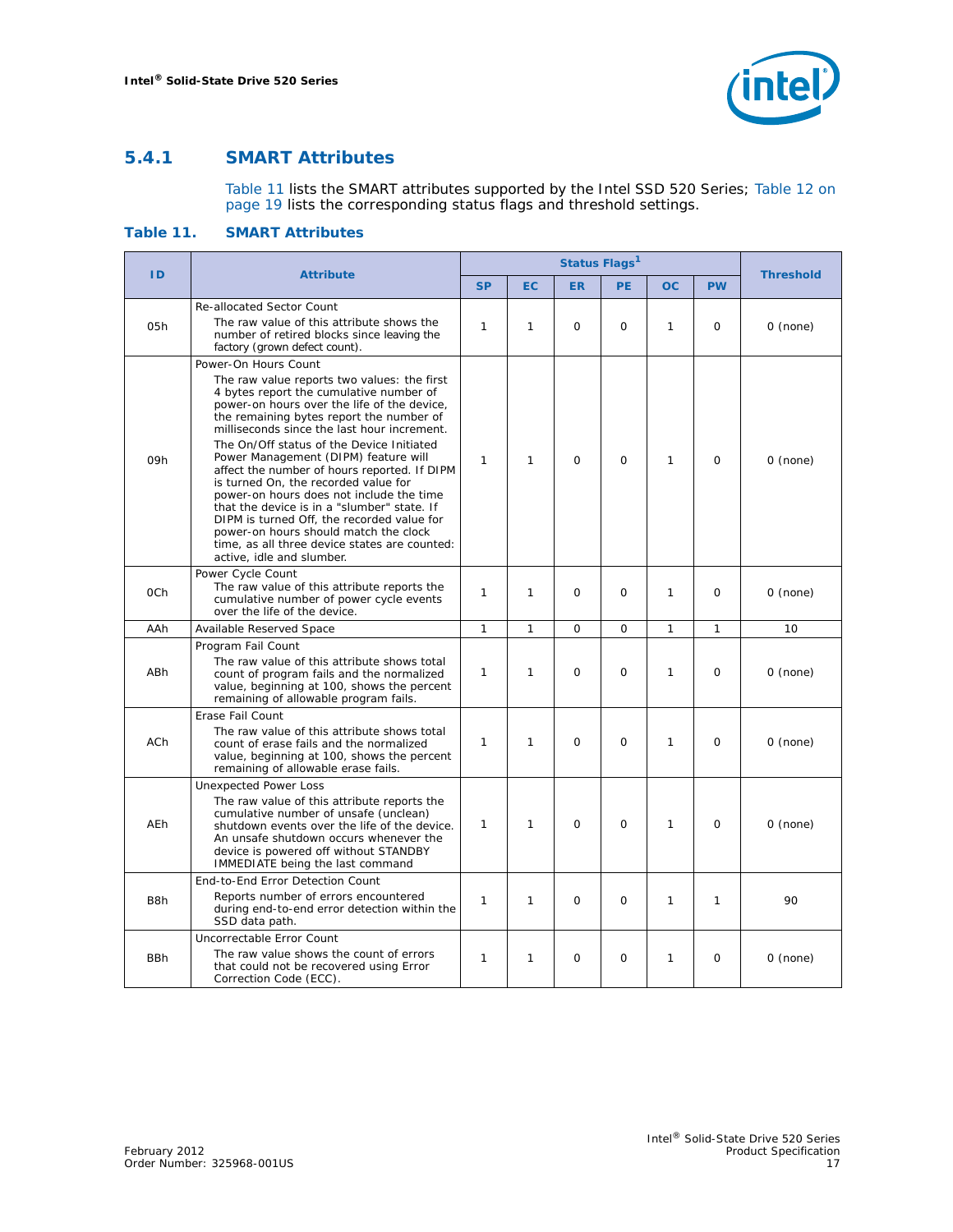### 5.4.1 SMART Attributes

Table 11 lists the SMART attributes supported by the Intel SSD 520 Series; Table 12 on page 19 lists the corresponding status flags and threshold settings.

**Table 11. SMART Attributes**

| ID | Attribute | Status Flags[1] | | | | | | Threshold |
|---|---|---|---|---|---|---|---|---|
| | | SP | EC | ER | PE | OC | PW | |
| 05h | Re-allocated Sector Count<br>The raw value of this attribute shows the number of retired blocks since leaving the factory (grown defect count). | 1 | 1 | 0 | 0 | 1 | 0 | 0 (none) |
| 09h | Power-On Hours Count<br>The raw value reports two values: the first 4 bytes report the cumulative number of power-on hours over the life of the device, the remaining bytes report the number of milliseconds since the last hour increment.<br>The On/Off status of the Device Initiated Power Management (DIPM) feature will affect the number of hours reported. If DIPM is turned On, the recorded value for power-on hours does not include the time that the device is in a "slumber" state. If DIPM is turned Off, the recorded value for power-on hours should match the clock time, as all three device states are counted: active, idle and slumber. | 1 | 1 | 0 | 0 | 1 | 0 | 0 (none) |
| 0Ch | Power Cycle Count<br>The raw value of this attribute reports the cumulative number of power cycle events over the life of the device. | 1 | 1 | 0 | 0 | 1 | 0 | 0 (none) |
| AAh | Available Reserved Space | 1 | 1 | 0 | 0 | 1 | 1 | 10 |
| ABh | Program Fail Count<br>The raw value of this attribute shows total count of program fails and the normalized value, beginning at 100, shows the percent remaining of allowable program fails. | 1 | 1 | 0 | 0 | 1 | 0 | 0 (none) |
| ACh | Erase Fail Count<br>The raw value of this attribute shows total count of erase fails and the normalized value, beginning at 100, shows the percent remaining of allowable erase fails. | 1 | 1 | 0 | 0 | 1 | 0 | 0 (none) |
| AEh | Unexpected Power Loss<br>The raw value of this attribute reports the cumulative number of unsafe (unclean) shutdown events over the life of the device. An unsafe shutdown occurs whenever the device is powered off without STANDBY IMMEDIATE being the last command | 1 | 1 | 0 | 0 | 1 | 0 | 0 (none) |
| B8h | End-to-End Error Detection Count<br>Reports number of errors encountered during end-to-end error detection within the SSD data path. | 1 | 1 | 0 | 0 | 1 | 1 | 90 |
| BBh | Uncorrectable Error Count<br>The raw value shows the count of errors that could not be recovered using Error Correction Code (ECC). | 1 | 1 | 0 | 0 | 1 | 0 | 0 (none) |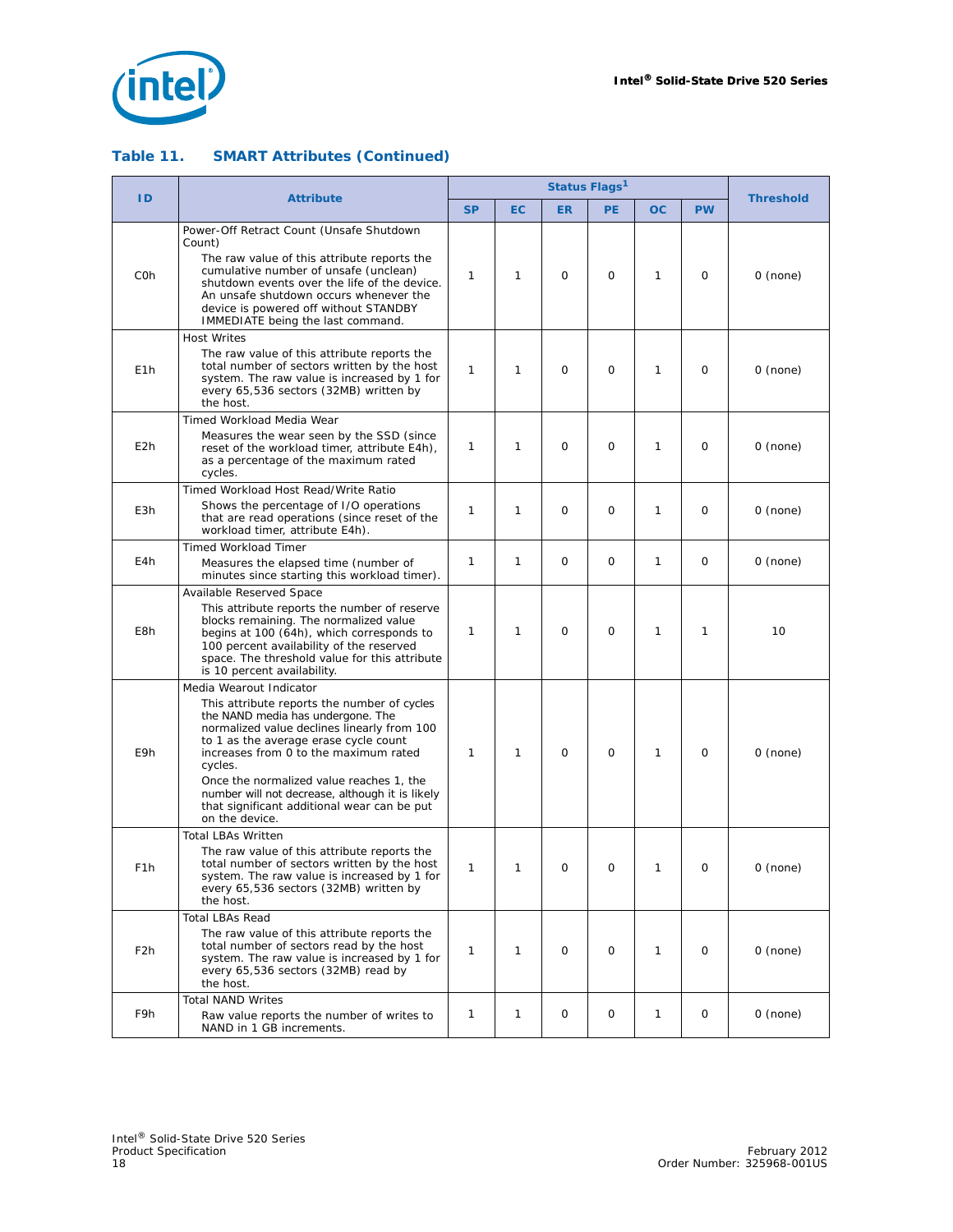### Table 11. SMART Attributes (Continued)

| ID | Attribute | Status Flags[1] | | | | | | Threshold |
|---|---|---|---|---|---|---|---|---|
| | | SP | EC | ER | PE | OC | PW | |
| C0h | Power-Off Retract Count (Unsafe Shutdown Count)<br>The raw value of this attribute reports the cumulative number of unsafe (unclean) shutdown events over the life of the device. An unsafe shutdown occurs whenever the device is powered off without STANDBY IMMEDIATE being the last command. | 1 | 1 | 0 | 0 | 1 | 0 | 0 (none) |
| E1h | Host Writes<br>The raw value of this attribute reports the total number of sectors written by the host system. The raw value is increased by 1 for every 65,536 sectors (32MB) written by the host. | 1 | 1 | 0 | 0 | 1 | 0 | 0 (none) |
| E2h | Timed Workload Media Wear<br>Measures the wear seen by the SSD (since reset of the workload timer, attribute E4h), as a percentage of the maximum rated cycles. | 1 | 1 | 0 | 0 | 1 | 0 | 0 (none) |
| E3h | Timed Workload Host Read/Write Ratio<br>Shows the percentage of I/O operations that are read operations (since reset of the workload timer, attribute E4h). | 1 | 1 | 0 | 0 | 1 | 0 | 0 (none) |
| E4h | Timed Workload Timer<br>Measures the elapsed time (number of minutes since starting this workload timer). | 1 | 1 | 0 | 0 | 1 | 0 | 0 (none) |
| E8h | Available Reserved Space<br>This attribute reports the number of reserve blocks remaining. The normalized value begins at 100 (64h), which corresponds to 100 percent availability of the reserved space. The threshold value for this attribute is 10 percent availability. | 1 | 1 | 0 | 0 | 1 | 1 | 10 |
| E9h | Media Wearout Indicator<br>This attribute reports the number of cycles the NAND media has undergone. The normalized value declines linearly from 100 to 1 as the average erase cycle count increases from 0 to the maximum rated cycles.<br>Once the normalized value reaches 1, the number will not decrease, although it is likely that significant additional wear can be put on the device. | 1 | 1 | 0 | 0 | 1 | 0 | 0 (none) |
| F1h | Total LBAs Written<br>The raw value of this attribute reports the total number of sectors written by the host system. The raw value is increased by 1 for every 65,536 sectors (32MB) written by the host. | 1 | 1 | 0 | 0 | 1 | 0 | 0 (none) |
| F2h | Total LBAs Read<br>The raw value of this attribute reports the total number of sectors read by the host system. The raw value is increased by 1 for every 65,536 sectors (32MB) read by the host. | 1 | 1 | 0 | 0 | 1 | 0 | 0 (none) |
| F9h | Total NAND Writes<br>Raw value reports the number of writes to NAND in 1 GB increments. | 1 | 1 | 0 | 0 | 1 | 0 | 0 (none) |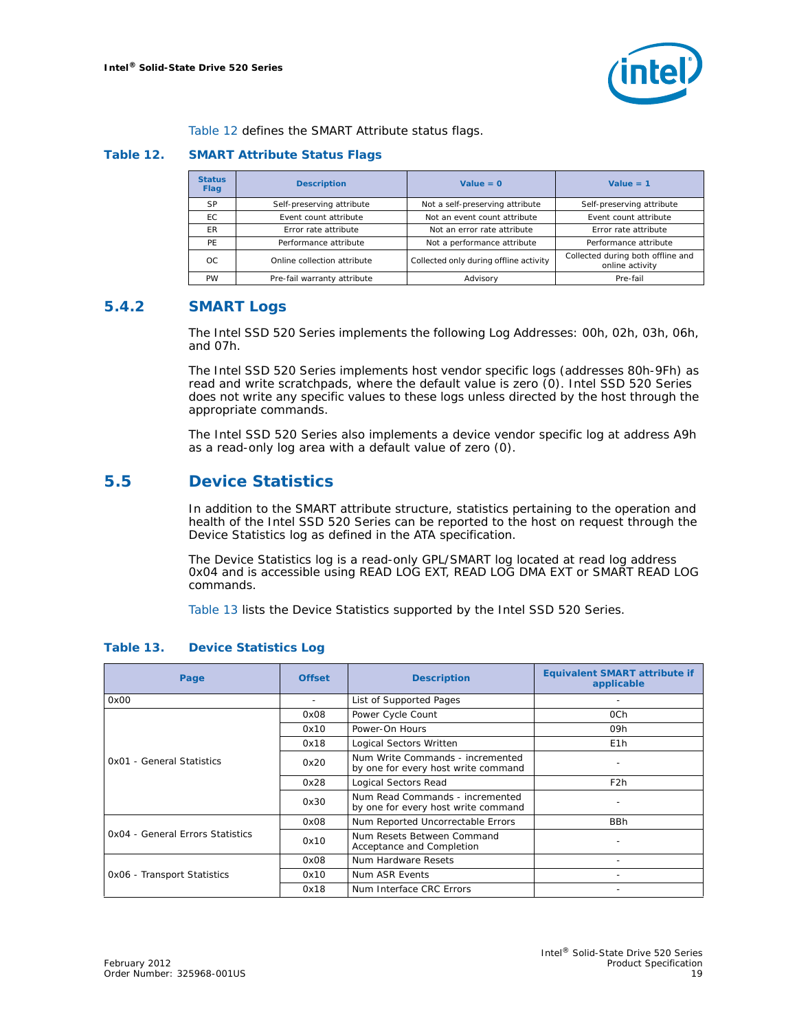Table 12 defines the SMART Attribute status flags.

**Table 12. SMART Attribute Status Flags**

| Status Flag | Description | Value = 0 | Value = 1 |
|---|---|---|---|
| SP | Self-preserving attribute | Not a self-preserving attribute | Self-preserving attribute |
| EC | Event count attribute | Not an event count attribute | Event count attribute |
| ER | Error rate attribute | Not an error rate attribute | Error rate attribute |
| PE | Performance attribute | Not a performance attribute | Performance attribute |
| OC | Online collection attribute | Collected only during offline activity | Collected during both offline and online activity |
| PW | Pre-fail warranty attribute | Advisory | Pre-fail |

### 5.4.2 SMART Logs

The Intel SSD 520 Series implements the following Log Addresses: 00h, 02h, 03h, 06h, and 07h.

The Intel SSD 520 Series implements host vendor specific logs (addresses 80h-9Fh) as read and write scratchpads, where the default value is zero (0). Intel SSD 520 Series does not write any specific values to these logs unless directed by the host through the appropriate commands.

The Intel SSD 520 Series also implements a device vendor specific log at address A9h as a read-only log area with a default value of zero (0).

## 5.5 Device Statistics

In addition to the SMART attribute structure, statistics pertaining to the operation and health of the Intel SSD 520 Series can be reported to the host on request through the Device Statistics log as defined in the ATA specification.

The Device Statistics log is a read-only GPL/SMART log located at read log address 0x04 and is accessible using READ LOG EXT, READ LOG DMA EXT or SMART READ LOG commands.

Table 13 lists the Device Statistics supported by the Intel SSD 520 Series.

**Table 13. Device Statistics Log**

| Page | Offset | Description | Equivalent SMART attribute if applicable |
|---|---|---|---|
| 0x00 | - | List of Supported Pages | - |
| 0x01 - General Statistics | 0x08 | Power Cycle Count | 0Ch |
| | 0x10 | Power-On Hours | 09h |
| | 0x18 | Logical Sectors Written | E1h |
| | 0x20 | Num Write Commands - incremented by one for every host write command | - |
| | 0x28 | Logical Sectors Read | F2h |
| | 0x30 | Num Read Commands - incremented by one for every host write command | - |
| 0x04 - General Errors Statistics | 0x08 | Num Reported Uncorrectable Errors | BBh |
| | 0x10 | Num Resets Between Command Acceptance and Completion | - |
| 0x06 - Transport Statistics | 0x08 | Num Hardware Resets | - |
| | 0x10 | Num ASR Events | - |
| | 0x18 | Num Interface CRC Errors | - |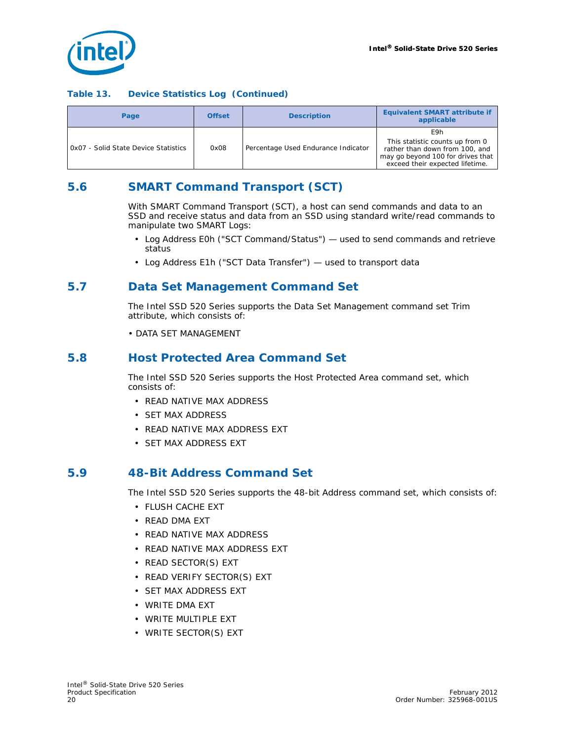**Table 13. Device Statistics Log (Continued)**

| Page | Offset | Description | Equivalent SMART attribute if applicable |
|---|---|---|---|
| 0x07 - Solid State Device Statistics | 0x08 | Percentage Used Endurance Indicator | E9h<br>This statistic counts up from 0 rather than down from 100, and may go beyond 100 for drives that exceed their expected lifetime. |

## 5.6 SMART Command Transport (SCT)

With SMART Command Transport (SCT), a host can send commands and data to an SSD and receive status and data from an SSD using standard write/read commands to manipulate two SMART Logs:

- Log Address E0h ("SCT Command/Status") — used to send commands and retrieve status
- Log Address E1h ("SCT Data Transfer") — used to transport data

## 5.7 Data Set Management Command Set

The Intel SSD 520 Series supports the Data Set Management command set Trim attribute, which consists of:

- DATA SET MANAGEMENT

## 5.8 Host Protected Area Command Set

The Intel SSD 520 Series supports the Host Protected Area command set, which consists of:

- READ NATIVE MAX ADDRESS
- SET MAX ADDRESS
- READ NATIVE MAX ADDRESS EXT
- SET MAX ADDRESS EXT

## 5.9 48-Bit Address Command Set

The Intel SSD 520 Series supports the 48-bit Address command set, which consists of:

- FLUSH CACHE EXT
- READ DMA EXT
- READ NATIVE MAX ADDRESS
- READ NATIVE MAX ADDRESS EXT
- READ SECTOR(S) EXT
- READ VERIFY SECTOR(S) EXT
- SET MAX ADDRESS EXT
- WRITE DMA EXT
- WRITE MULTIPLE EXT
- WRITE SECTOR(S) EXT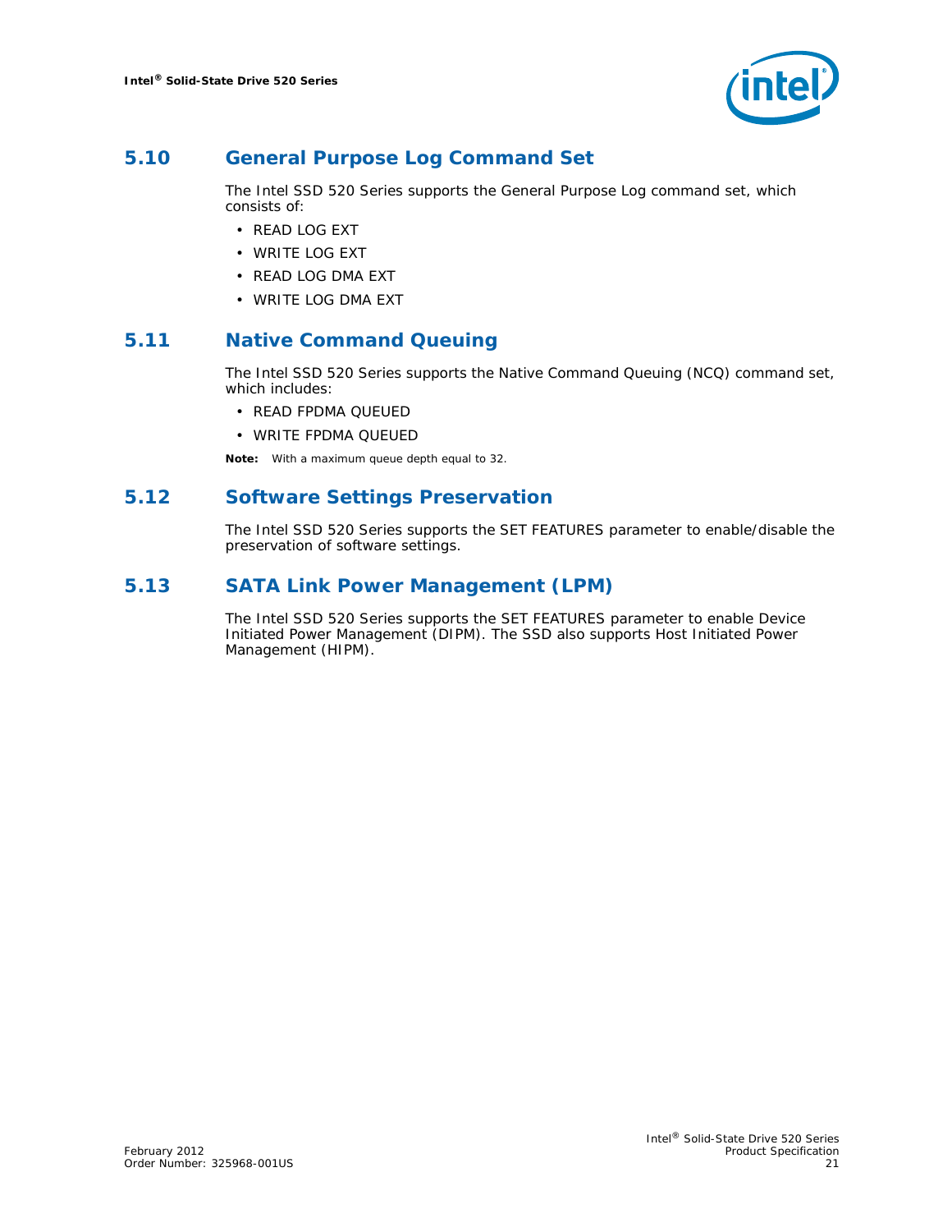## 5.10 General Purpose Log Command Set

The Intel SSD 520 Series supports the General Purpose Log command set, which consists of:

- READ LOG EXT
- WRITE LOG EXT
- READ LOG DMA EXT
- WRITE LOG DMA EXT

## 5.11 Native Command Queuing

The Intel SSD 520 Series supports the Native Command Queuing (NCQ) command set, which includes:

- READ FPDMA QUEUED
- WRITE FPDMA QUEUED

**Note:** With a maximum queue depth equal to 32.

## 5.12 Software Settings Preservation

The Intel SSD 520 Series supports the SET FEATURES parameter to enable/disable the preservation of software settings.

## 5.13 SATA Link Power Management (LPM)

The Intel SSD 520 Series supports the SET FEATURES parameter to enable Device Initiated Power Management (DIPM). The SSD also supports Host Initiated Power Management (HIPM).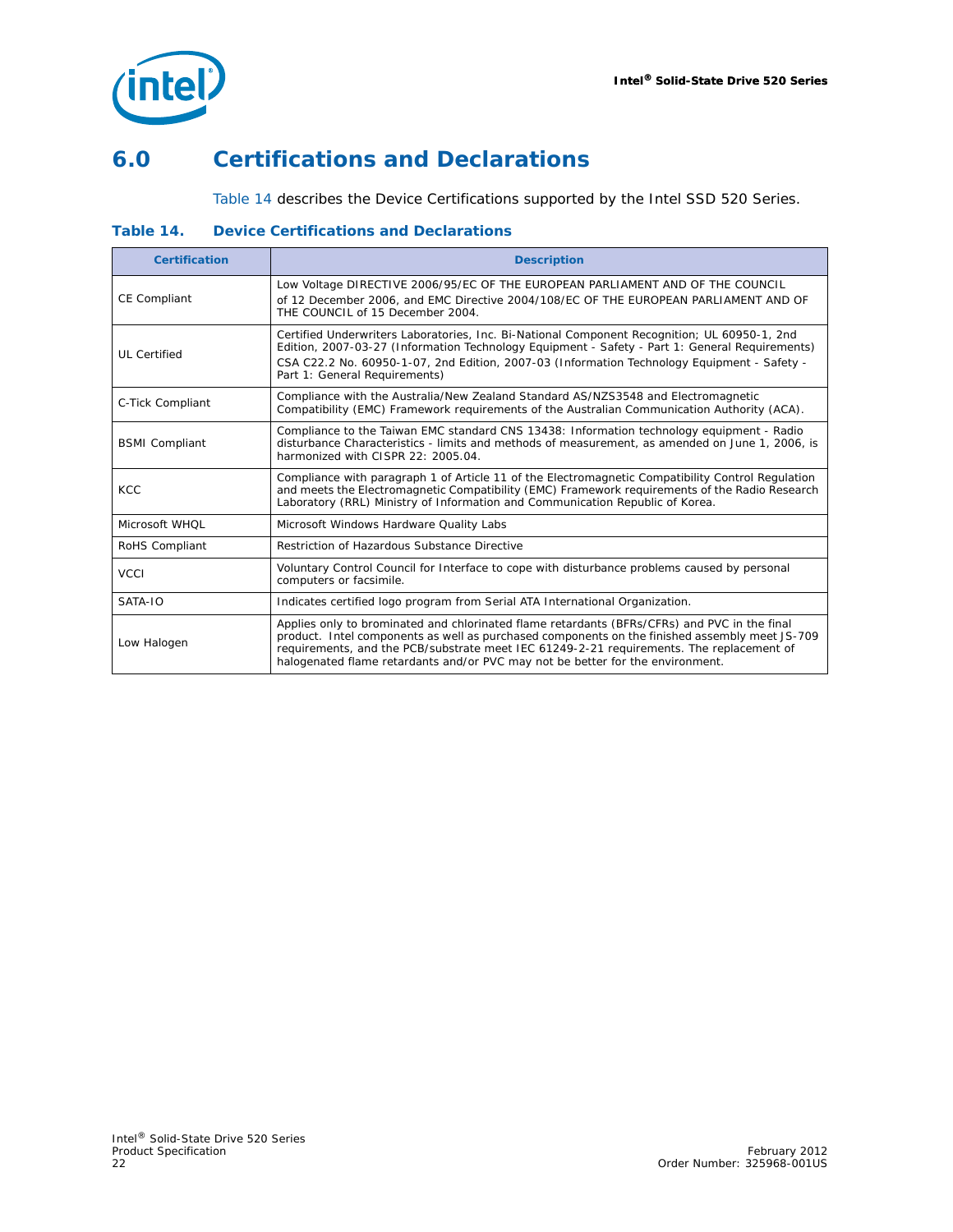# 6.0 Certifications and Declarations

Table 14 describes the Device Certifications supported by the Intel SSD 520 Series.

**Table 14. Device Certifications and Declarations**

| Certification | Description |
|---|---|
| CE Compliant | Low Voltage DIRECTIVE 2006/95/EC OF THE EUROPEAN PARLIAMENT AND OF THE COUNCIL of 12 December 2006, and EMC Directive 2004/108/EC OF THE EUROPEAN PARLIAMENT AND OF THE COUNCIL of 15 December 2004. |
| UL Certified | Certified Underwriters Laboratories, Inc. Bi-National Component Recognition; UL 60950-1, 2nd Edition, 2007-03-27 (Information Technology Equipment - Safety - Part 1: General Requirements) CSA C22.2 No. 60950-1-07, 2nd Edition, 2007-03 (Information Technology Equipment - Safety - Part 1: General Requirements) |
| C-Tick Compliant | Compliance with the Australia/New Zealand Standard AS/NZS3548 and Electromagnetic Compatibility (EMC) Framework requirements of the Australian Communication Authority (ACA). |
| BSMI Compliant | Compliance to the Taiwan EMC standard CNS 13438: Information technology equipment - Radio disturbance Characteristics - limits and methods of measurement, as amended on June 1, 2006, is harmonized with CISPR 22: 2005.04. |
| KCC | Compliance with paragraph 1 of Article 11 of the Electromagnetic Compatibility Control Regulation and meets the Electromagnetic Compatibility (EMC) Framework requirements of the Radio Research Laboratory (RRL) Ministry of Information and Communication Republic of Korea. |
| Microsoft WHQL | Microsoft Windows Hardware Quality Labs |
| RoHS Compliant | Restriction of Hazardous Substance Directive |
| VCCI | Voluntary Control Council for Interface to cope with disturbance problems caused by personal computers or facsimile. |
| SATA-IO | Indicates certified logo program from Serial ATA International Organization. |
| Low Halogen | Applies only to brominated and chlorinated flame retardants (BFRs/CFRs) and PVC in the final product. Intel components as well as purchased components on the finished assembly meet JS-709 requirements, and the PCB/substrate meet IEC 61249-2-21 requirements. The replacement of halogenated flame retardants and/or PVC may not be better for the environment. |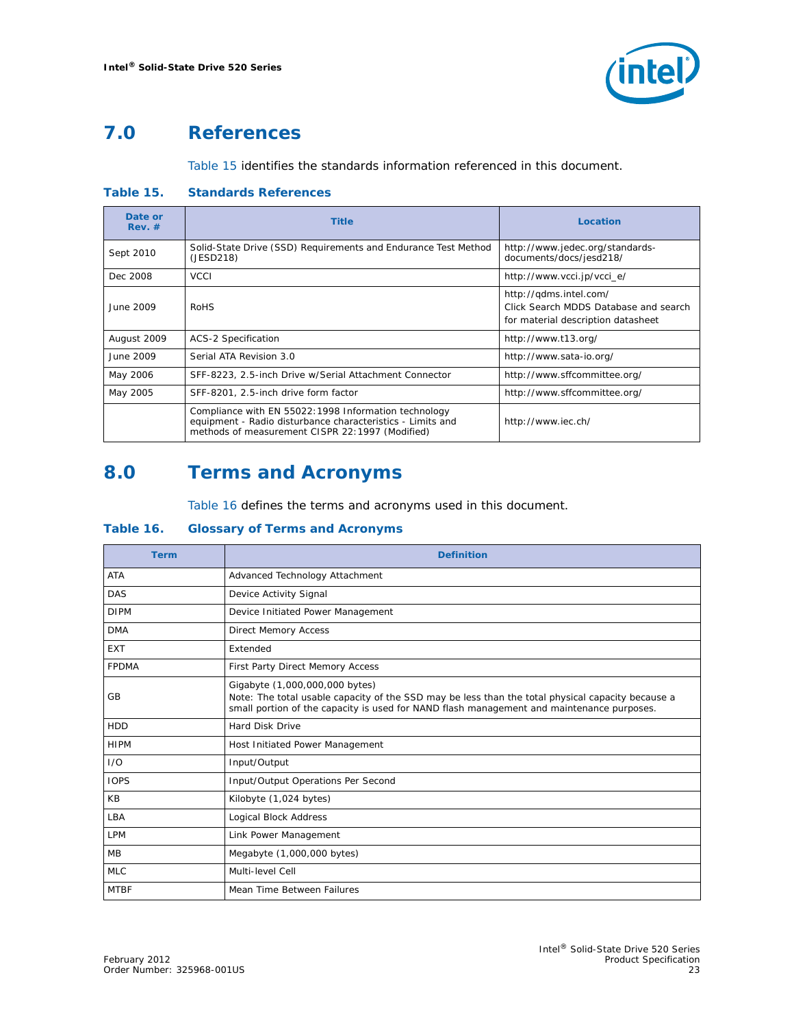# 7.0 References

Table 15 identifies the standards information referenced in this document.

**Table 15. Standards References**

| Date or Rev. # | Title | Location |
|---|---|---|
| Sept 2010 | Solid-State Drive (SSD) Requirements and Endurance Test Method (JESD218) | http://www.jedec.org/standards-documents/docs/jesd218/ |
| Dec 2008 | VCCI | http://www.vcci.jp/vcci_e/ |
| June 2009 | RoHS | http://qdms.intel.com/<br>Click Search MDDS Database and search for material description datasheet |
| August 2009 | ACS-2 Specification | http://www.t13.org/ |
| June 2009 | Serial ATA Revision 3.0 | http://www.sata-io.org/ |
| May 2006 | SFF-8223, 2.5-inch Drive w/Serial Attachment Connector | http://www.sffcommittee.org/ |
| May 2005 | SFF-8201, 2.5-inch drive form factor | http://www.sffcommittee.org/ |
| | Compliance with EN 55022:1998 Information technology equipment - Radio disturbance characteristics - Limits and methods of measurement CISPR 22:1997 (Modified) | http://www.iec.ch/ |

# 8.0 Terms and Acronyms

Table 16 defines the terms and acronyms used in this document.

**Table 16. Glossary of Terms and Acronyms**

| Term | Definition |
|---|---|
| ATA | Advanced Technology Attachment |
| DAS | Device Activity Signal |
| DIPM | Device Initiated Power Management |
| DMA | Direct Memory Access |
| EXT | Extended |
| FPDMA | First Party Direct Memory Access |
| GB | Gigabyte (1,000,000,000 bytes)<br>Note: The total usable capacity of the SSD may be less than the total physical capacity because a small portion of the capacity is used for NAND flash management and maintenance purposes. |
| HDD | Hard Disk Drive |
| HIPM | Host Initiated Power Management |
| I/O | Input/Output |
| IOPS | Input/Output Operations Per Second |
| KB | Kilobyte (1,024 bytes) |
| LBA | Logical Block Address |
| LPM | Link Power Management |
| MB | Megabyte (1,000,000 bytes) |
| MLC | Multi-level Cell |
| MTBF | Mean Time Between Failures |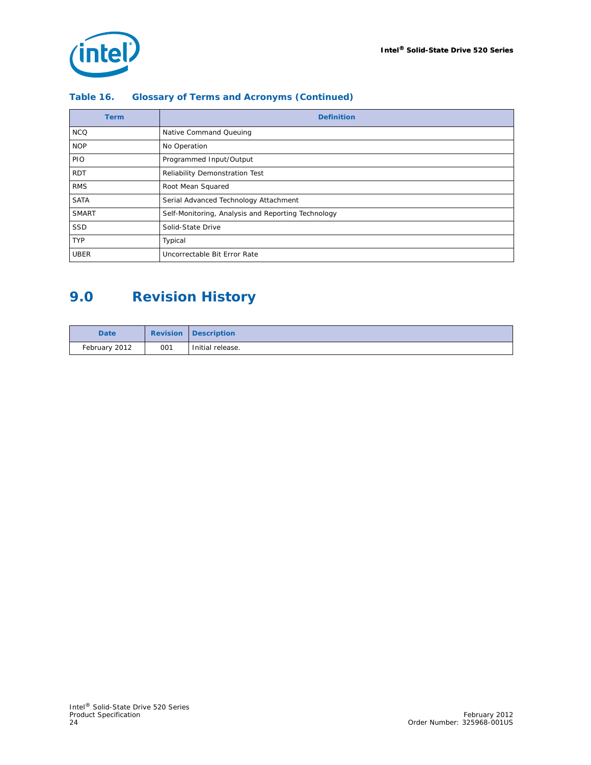**Table 16. Glossary of Terms and Acronyms (Continued)**

| Term | Definition |
|---|---|
| NCQ | Native Command Queuing |
| NOP | No Operation |
| PIO | Programmed Input/Output |
| RDT | Reliability Demonstration Test |
| RMS | Root Mean Squared |
| SATA | Serial Advanced Technology Attachment |
| SMART | Self-Monitoring, Analysis and Reporting Technology |
| SSD | Solid-State Drive |
| TYP | Typical |
| UBER | Uncorrectable Bit Error Rate |

# 9.0 Revision History

| Date | Revision | Description |
|---|---|---|
| February 2012 | 001 | Initial release. |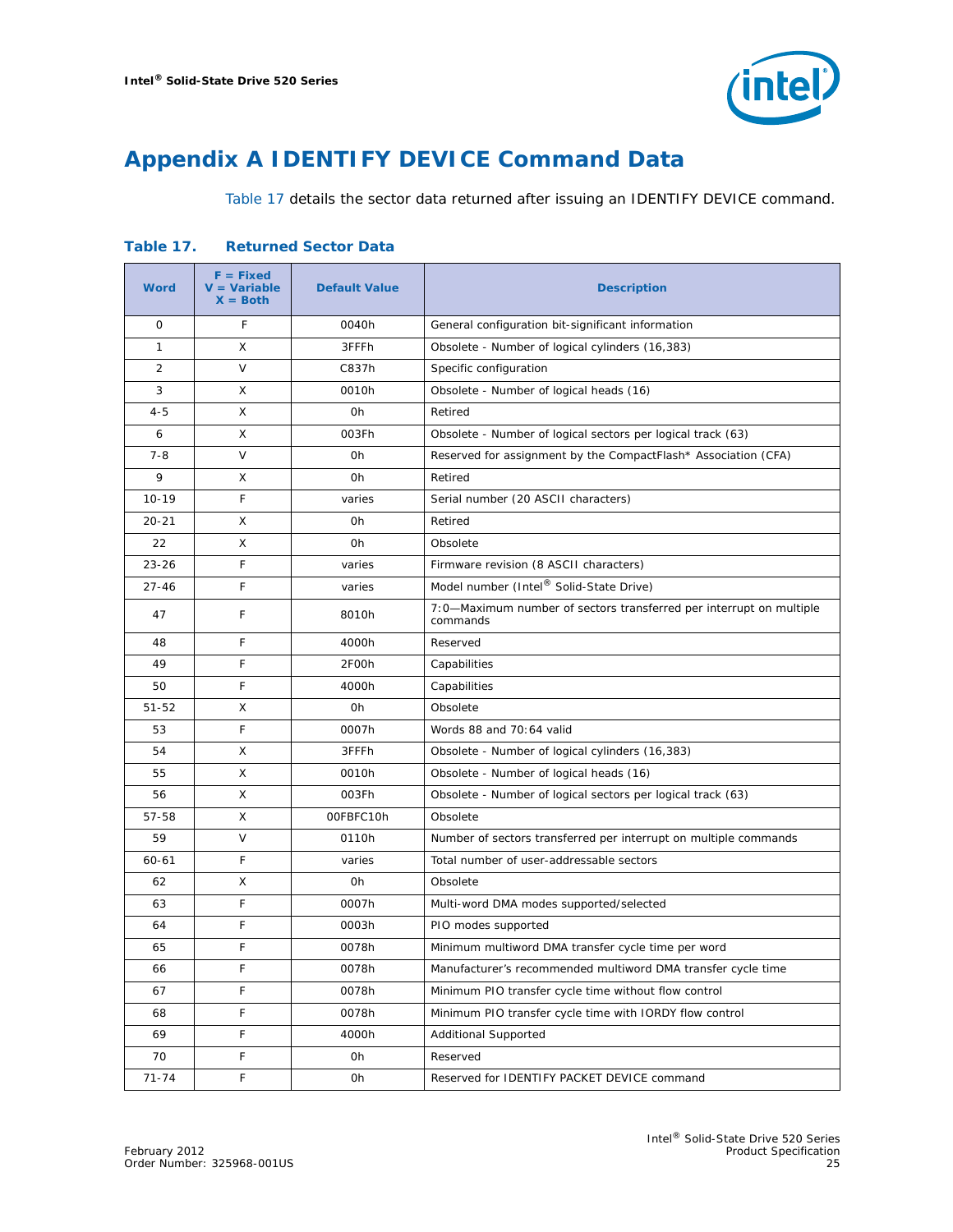# Appendix A IDENTIFY DEVICE Command Data

Table 17 details the sector data returned after issuing an IDENTIFY DEVICE command.

### Table 17. Returned Sector Data

| Word | F = Fixed<br>V = Variable<br>X = Both | Default Value | Description |
|---|---|---|---|
| 0 | F | 0040h | General configuration bit-significant information |
| 1 | X | 3FFFh | Obsolete - Number of logical cylinders (16,383) |
| 2 | V | C837h | Specific configuration |
| 3 | X | 0010h | Obsolete - Number of logical heads (16) |
| 4-5 | X | 0h | Retired |
| 6 | X | 003Fh | Obsolete - Number of logical sectors per logical track (63) |
| 7-8 | V | 0h | Reserved for assignment by the CompactFlash* Association (CFA) |
| 9 | X | 0h | Retired |
| 10-19 | F | varies | Serial number (20 ASCII characters) |
| 20-21 | X | 0h | Retired |
| 22 | X | 0h | Obsolete |
| 23-26 | F | varies | Firmware revision (8 ASCII characters) |
| 27-46 | F | varies | Model number (Intel® Solid-State Drive) |
| 47 | F | 8010h | 7:0—Maximum number of sectors transferred per interrupt on multiple commands |
| 48 | F | 4000h | Reserved |
| 49 | F | 2F00h | Capabilities |
| 50 | F | 4000h | Capabilities |
| 51-52 | X | 0h | Obsolete |
| 53 | F | 0007h | Words 88 and 70:64 valid |
| 54 | X | 3FFFh | Obsolete - Number of logical cylinders (16,383) |
| 55 | X | 0010h | Obsolete - Number of logical heads (16) |
| 56 | X | 003Fh | Obsolete - Number of logical sectors per logical track (63) |
| 57-58 | X | 00FBFC10h | Obsolete |
| 59 | V | 0110h | Number of sectors transferred per interrupt on multiple commands |
| 60-61 | F | varies | Total number of user-addressable sectors |
| 62 | X | 0h | Obsolete |
| 63 | F | 0007h | Multi-word DMA modes supported/selected |
| 64 | F | 0003h | PIO modes supported |
| 65 | F | 0078h | Minimum multiword DMA transfer cycle time per word |
| 66 | F | 0078h | Manufacturer's recommended multiword DMA transfer cycle time |
| 67 | F | 0078h | Minimum PIO transfer cycle time without flow control |
| 68 | F | 0078h | Minimum PIO transfer cycle time with IORDY flow control |
| 69 | F | 4000h | Additional Supported |
| 70 | F | 0h | Reserved |
| 71-74 | F | 0h | Reserved for IDENTIFY PACKET DEVICE command |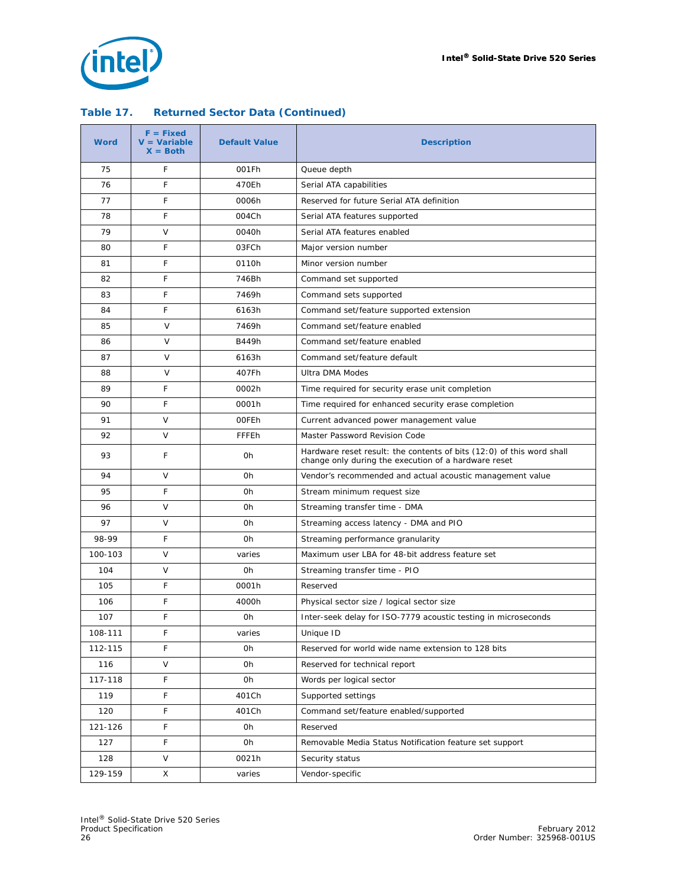### Table 17. Returned Sector Data (Continued)

| Word | F = Fixed<br>V = Variable<br>X = Both | Default Value | Description |
|---|---|---|---|
| 75 | F | 001Fh | Queue depth |
| 76 | F | 470Eh | Serial ATA capabilities |
| 77 | F | 0006h | Reserved for future Serial ATA definition |
| 78 | F | 004Ch | Serial ATA features supported |
| 79 | V | 0040h | Serial ATA features enabled |
| 80 | F | 03FCh | Major version number |
| 81 | F | 0110h | Minor version number |
| 82 | F | 746Bh | Command set supported |
| 83 | F | 7469h | Command sets supported |
| 84 | F | 6163h | Command set/feature supported extension |
| 85 | V | 7469h | Command set/feature enabled |
| 86 | V | B449h | Command set/feature enabled |
| 87 | V | 6163h | Command set/feature default |
| 88 | V | 407Fh | Ultra DMA Modes |
| 89 | F | 0002h | Time required for security erase unit completion |
| 90 | F | 0001h | Time required for enhanced security erase completion |
| 91 | V | 00FEh | Current advanced power management value |
| 92 | V | FFFEh | Master Password Revision Code |
| 93 | F | 0h | Hardware reset result: the contents of bits (12:0) of this word shall change only during the execution of a hardware reset |
| 94 | V | 0h | Vendor's recommended and actual acoustic management value |
| 95 | F | 0h | Stream minimum request size |
| 96 | V | 0h | Streaming transfer time - DMA |
| 97 | V | 0h | Streaming access latency - DMA and PIO |
| 98-99 | F | 0h | Streaming performance granularity |
| 100-103 | V | varies | Maximum user LBA for 48-bit address feature set |
| 104 | V | 0h | Streaming transfer time - PIO |
| 105 | F | 0001h | Reserved |
| 106 | F | 4000h | Physical sector size / logical sector size |
| 107 | F | 0h | Inter-seek delay for ISO-7779 acoustic testing in microseconds |
| 108-111 | F | varies | Unique ID |
| 112-115 | F | 0h | Reserved for world wide name extension to 128 bits |
| 116 | V | 0h | Reserved for technical report |
| 117-118 | F | 0h | Words per logical sector |
| 119 | F | 401Ch | Supported settings |
| 120 | F | 401Ch | Command set/feature enabled/supported |
| 121-126 | F | 0h | Reserved |
| 127 | F | 0h | Removable Media Status Notification feature set support |
| 128 | V | 0021h | Security status |
| 129-159 | X | varies | Vendor-specific |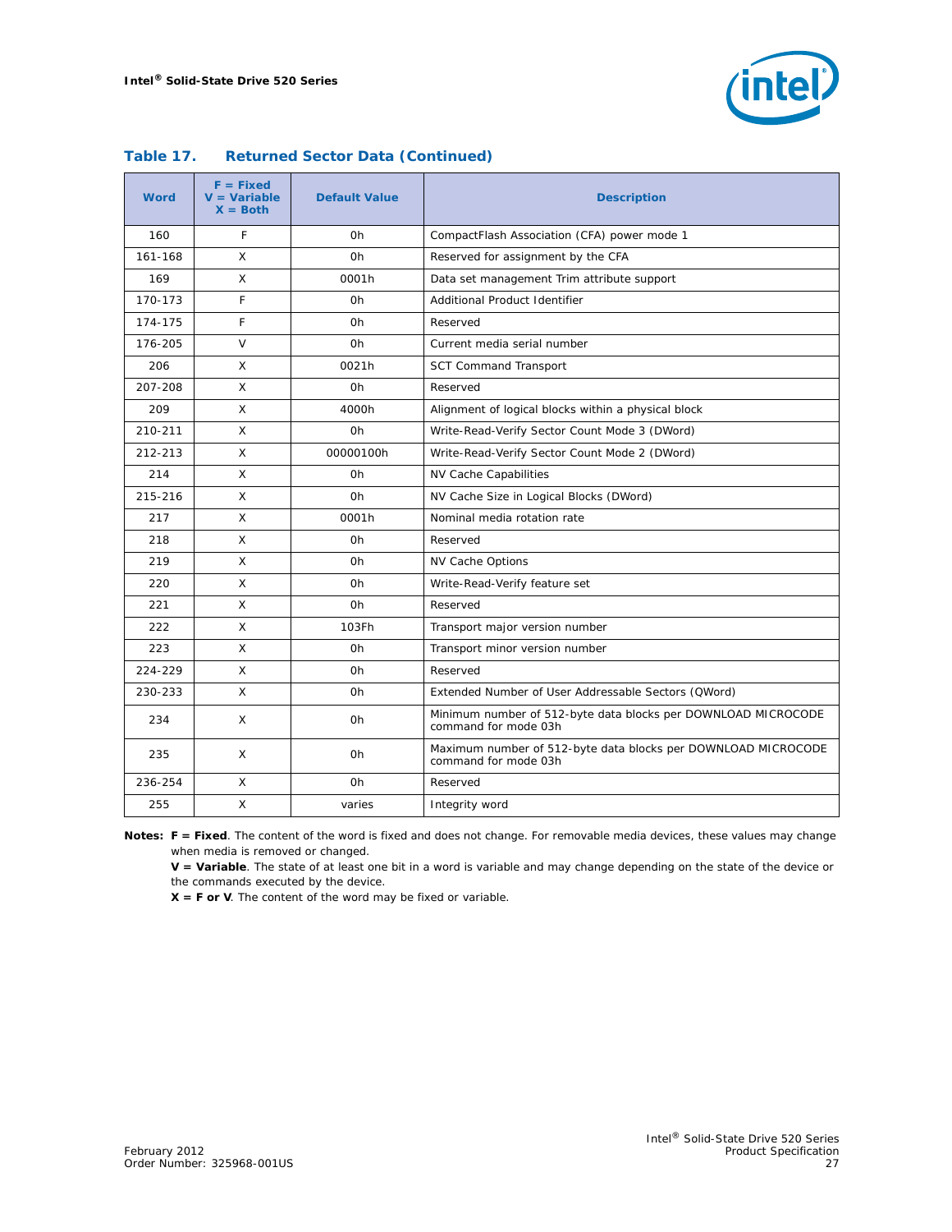## Table 17. Returned Sector Data (Continued)

| Word | F = Fixed V = Variable X = Both | Default Value | Description |
|---|---|---|---|
| 160 | F | 0h | CompactFlash Association (CFA) power mode 1 |
| 161-168 | X | 0h | Reserved for assignment by the CFA |
| 169 | X | 0001h | Data set management Trim attribute support |
| 170-173 | F | 0h | Additional Product Identifier |
| 174-175 | F | 0h | Reserved |
| 176-205 | V | 0h | Current media serial number |
| 206 | X | 0021h | SCT Command Transport |
| 207-208 | X | 0h | Reserved |
| 209 | X | 4000h | Alignment of logical blocks within a physical block |
| 210-211 | X | 0h | Write-Read-Verify Sector Count Mode 3 (DWord) |
| 212-213 | X | 00000100h | Write-Read-Verify Sector Count Mode 2 (DWord) |
| 214 | X | 0h | NV Cache Capabilities |
| 215-216 | X | 0h | NV Cache Size in Logical Blocks (DWord) |
| 217 | X | 0001h | Nominal media rotation rate |
| 218 | X | 0h | Reserved |
| 219 | X | 0h | NV Cache Options |
| 220 | X | 0h | Write-Read-Verify feature set |
| 221 | X | 0h | Reserved |
| 222 | X | 103Fh | Transport major version number |
| 223 | X | 0h | Transport minor version number |
| 224-229 | X | 0h | Reserved |
| 230-233 | X | 0h | Extended Number of User Addressable Sectors (QWord) |
| 234 | X | 0h | Minimum number of 512-byte data blocks per DOWNLOAD MICROCODE command for mode 03h |
| 235 | X | 0h | Maximum number of 512-byte data blocks per DOWNLOAD MICROCODE command for mode 03h |
| 236-254 | X | 0h | Reserved |
| 255 | X | varies | Integrity word |

**Notes:** **F = Fixed**. The content of the word is fixed and does not change. For removable media devices, these values may change when media is removed or changed.

**V = Variable**. The state of at least one bit in a word is variable and may change depending on the state of the device or the commands executed by the device.

**X = F or V**. The content of the word may be fixed or variable.